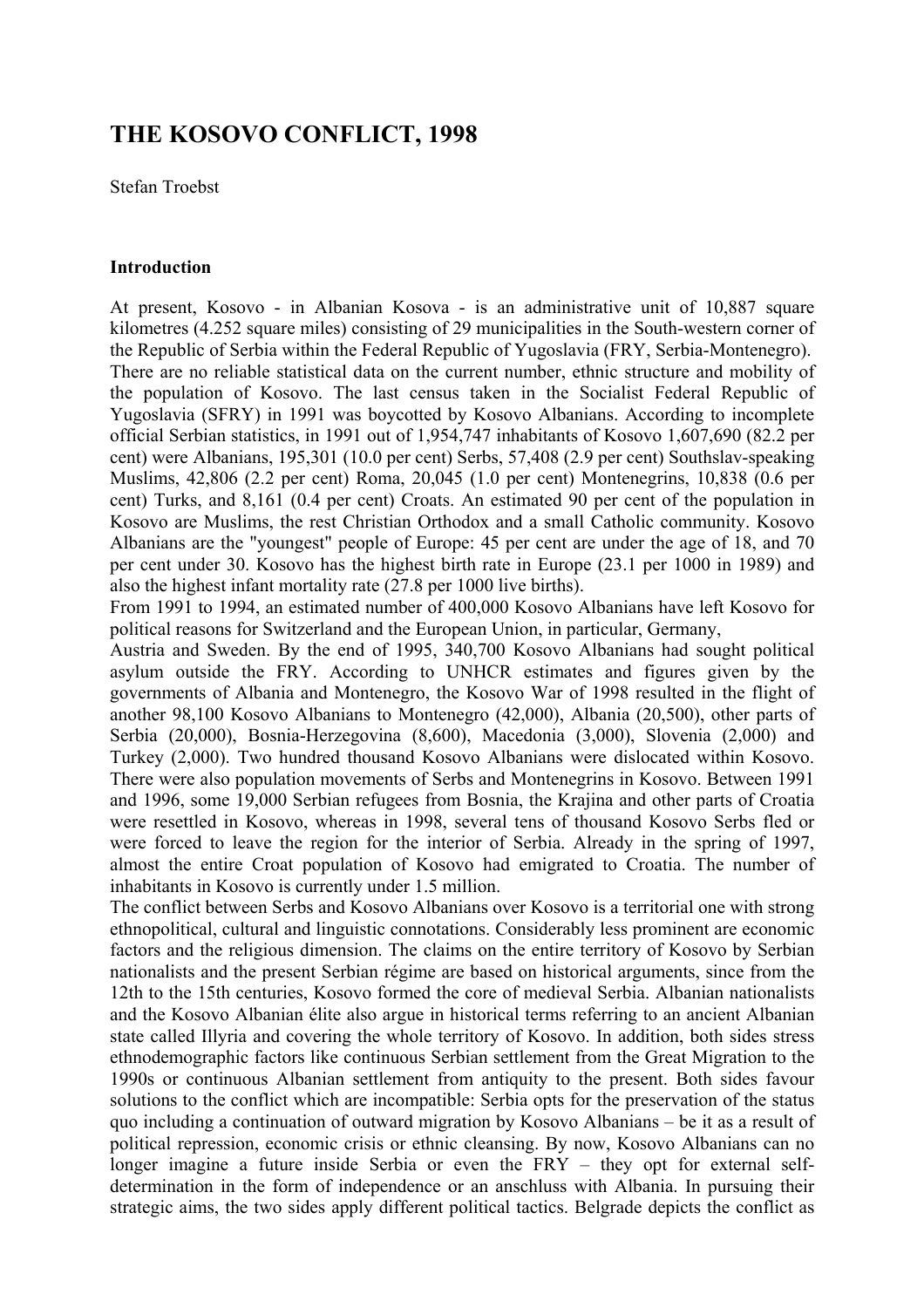# THE KOSOVO CONFLICT, 1998

Stefan Troebst

## Introduction

At present, Kosovo - in Albanian Kosova - is an administrative unit of 10,887 square kilometres (4.252 square miles) consisting of 29 municipalities in the South-western corner of the Republic of Serbia within the Federal Republic of Yugoslavia (FRY, Serbia-Montenegro). There are no reliable statistical data on the current number, ethnic structure and mobility of the population of Kosovo. The last census taken in the Socialist Federal Republic of Yugoslavia (SFRY) in 1991 was boycotted by Kosovo Albanians. According to incomplete official Serbian statistics, in 1991 out of 1,954,747 inhabitants of Kosovo 1,607,690 (82.2 per cent) were Albanians, 195,301 (10.0 per cent) Serbs, 57,408 (2.9 per cent) Southslav-speaking Muslims, 42,806 (2.2 per cent) Roma, 20,045 (1.0 per cent) Montenegrins, 10,838 (0.6 per cent) Turks, and 8,161 (0.4 per cent) Croats. An estimated 90 per cent of the population in Kosovo are Muslims, the rest Christian Orthodox and a small Catholic community. Kosovo Albanians are the "youngest" people of Europe: 45 per cent are under the age of 18, and 70 per cent under 30. Kosovo has the highest birth rate in Europe (23.1 per 1000 in 1989) and also the highest infant mortality rate (27.8 per 1000 live births).

From 1991 to 1994, an estimated number of 400,000 Kosovo Albanians have left Kosovo for political reasons for Switzerland and the European Union, in particular, Germany, Austria and Sweden. By the end of 1995, 340,700 Kosovo Albanians had sought political asylum outside the FRY. According to UNHCR estimates and figures given by the governments of Albania and Montenegro, the Kosovo War of 1998 resulted in the flight of another 98,100 Kosovo Albanians to Montenegro (42,000), Albania (20,500), other parts of Serbia (20,000), Bosnia-Herzegovina (8,600), Macedonia (3,000), Slovenia (2,000) and Turkey (2,000). Two hundred thousand Kosovo Albanians were dislocated within Kosovo. There were also population movements of Serbs and Montenegrins in Kosovo. Between 1991 and 1996, some 19,000 Serbian refugees from Bosnia, the Krajina and other parts of Croatia were resettled in Kosovo, whereas in 1998, several tens of thousand Kosovo Serbs fled or were forced to leave the region for the interior of Serbia. Already in the spring of 1997, almost the entire Croat population of Kosovo had emigrated to Croatia. The number of inhabitants in Kosovo is currently under 1.5 million.

The conflict between Serbs and Kosovo Albanians over Kosovo is a territorial one with strong ethnopolitical, cultural and linguistic connotations. Considerably less prominent are economic factors and the religious dimension. The claims on the entire territory of Kosovo by Serbian nationalists and the present Serbian régime are based on historical arguments, since from the 12th to the 15th centuries, Kosovo formed the core of medieval Serbia. Albanian nationalists and the Kosovo Albanian élite also argue in historical terms referring to an ancient Albanian state called Illyria and covering the whole territory of Kosovo. In addition, both sides stress ethnodemographic factors like continuous Serbian settlement from the Great Migration to the 1990s or continuous Albanian settlement from antiquity to the present. Both sides favour solutions to the conflict which are incompatible: Serbia opts for the preservation of the status quo including a continuation of outward migration by Kosovo Albanians – be it as a result of political repression, economic crisis or ethnic cleansing. By now, Kosovo Albanians can no longer imagine a future inside Serbia or even the FRY – they opt for external self-determination in the form of independence or an anschluss with Albania. In pursuing their strategic aims, the two sides apply different political tactics. Belgrade depicts the conflict as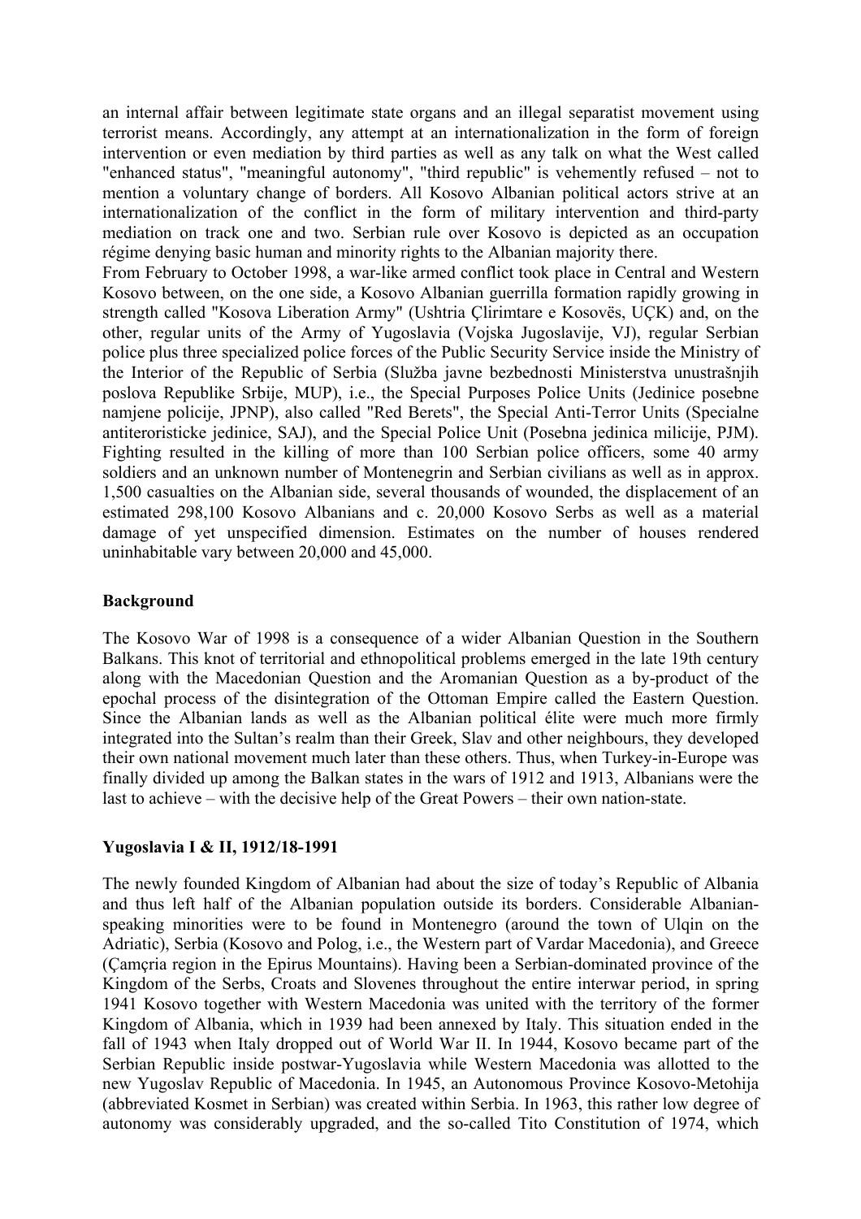an internal affair between legitimate state organs and an illegal separatist movement using terrorist means. Accordingly, any attempt at an internationalization in the form of foreign intervention or even mediation by third parties as well as any talk on what the West called "enhanced status", "meaningful autonomy", "third republic" is vehemently refused – not to mention a voluntary change of borders. All Kosovo Albanian political actors strive at an internationalization of the conflict in the form of military intervention and third-party mediation on track one and two. Serbian rule over Kosovo is depicted as an occupation régime denying basic human and minority rights to the Albanian majority there.

From February to October 1998, a war-like armed conflict took place in Central and Western Kosovo between, on the one side, a Kosovo Albanian guerrilla formation rapidly growing in strength called "Kosova Liberation Army" (Ushtria Çlirimtare e Kosovës, UÇK) and, on the other, regular units of the Army of Yugoslavia (Vojska Jugoslavije, VJ), regular Serbian police plus three specialized police forces of the Public Security Service inside the Ministry of the Interior of the Republic of Serbia (Služba javne bezbednosti Ministerstva unustrašnjih poslova Republike Srbije, MUP), i.e., the Special Purposes Police Units (Jedinice posebne namjene policije, JPNP), also called "Red Berets", the Special Anti-Terror Units (Specialne antiteroristicke jedinice, SAJ), and the Special Police Unit (Posebna jedinica milicije, PJM). Fighting resulted in the killing of more than 100 Serbian police officers, some 40 army soldiers and an unknown number of Montenegrin and Serbian civilians as well as in approx. 1,500 casualties on the Albanian side, several thousands of wounded, the displacement of an estimated 298,100 Kosovo Albanians and c. 20,000 Kosovo Serbs as well as a material damage of yet unspecified dimension. Estimates on the number of houses rendered uninhabitable vary between 20,000 and 45,000.

**Background**

The Kosovo War of 1998 is a consequence of a wider Albanian Question in the Southern Balkans. This knot of territorial and ethnopolitical problems emerged in the late 19th century along with the Macedonian Question and the Aromanian Question as a by-product of the epochal process of the disintegration of the Ottoman Empire called the Eastern Question. Since the Albanian lands as well as the Albanian political élite were much more firmly integrated into the Sultan's realm than their Greek, Slav and other neighbours, they developed their own national movement much later than these others. Thus, when Turkey-in-Europe was finally divided up among the Balkan states in the wars of 1912 and 1913, Albanians were the last to achieve – with the decisive help of the Great Powers – their own nation-state.

**Yugoslavia I & II, 1912/18-1991**

The newly founded Kingdom of Albanian had about the size of today's Republic of Albania and thus left half of the Albanian population outside its borders. Considerable Albanian-speaking minorities were to be found in Montenegro (around the town of Ulqin on the Adriatic), Serbia (Kosovo and Polog, i.e., the Western part of Vardar Macedonia), and Greece (Çamçria region in the Epirus Mountains). Having been a Serbian-dominated province of the Kingdom of the Serbs, Croats and Slovenes throughout the entire interwar period, in spring 1941 Kosovo together with Western Macedonia was united with the territory of the former Kingdom of Albania, which in 1939 had been annexed by Italy. This situation ended in the fall of 1943 when Italy dropped out of World War II. In 1944, Kosovo became part of the Serbian Republic inside postwar-Yugoslavia while Western Macedonia was allotted to the new Yugoslav Republic of Macedonia. In 1945, an Autonomous Province Kosovo-Metohija (abbreviated Kosmet in Serbian) was created within Serbia. In 1963, this rather low degree of autonomy was considerably upgraded, and the so-called Tito Constitution of 1974, which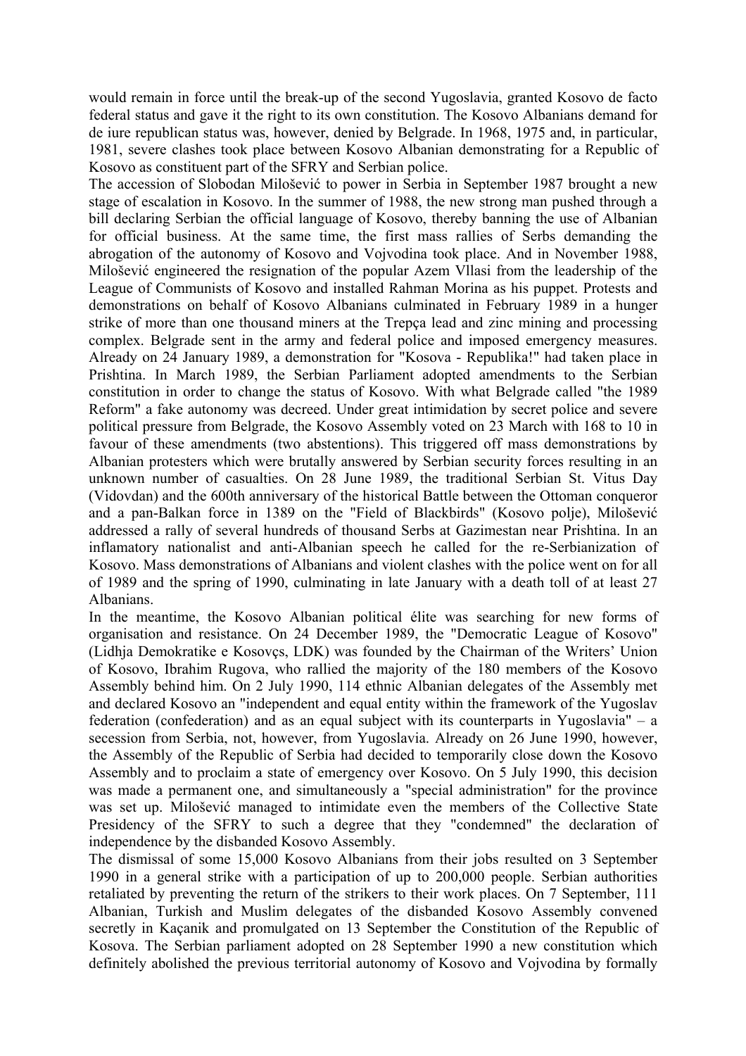would remain in force until the break-up of the second Yugoslavia, granted Kosovo de facto federal status and gave it the right to its own constitution. The Kosovo Albanians demand for de iure republican status was, however, denied by Belgrade. In 1968, 1975 and, in particular, 1981, severe clashes took place between Kosovo Albanian demonstrating for a Republic of Kosovo as constituent part of the SFRY and Serbian police.

The accession of Slobodan Milošević to power in Serbia in September 1987 brought a new stage of escalation in Kosovo. In the summer of 1988, the new strong man pushed through a bill declaring Serbian the official language of Kosovo, thereby banning the use of Albanian for official business. At the same time, the first mass rallies of Serbs demanding the abrogation of the autonomy of Kosovo and Vojvodina took place. And in November 1988, Milošević engineered the resignation of the popular Azem Vllasi from the leadership of the League of Communists of Kosovo and installed Rahman Morina as his puppet. Protests and demonstrations on behalf of Kosovo Albanians culminated in February 1989 in a hunger strike of more than one thousand miners at the Trepça lead and zinc mining and processing complex. Belgrade sent in the army and federal police and imposed emergency measures. Already on 24 January 1989, a demonstration for "Kosova - Republika!" had taken place in Prishtina. In March 1989, the Serbian Parliament adopted amendments to the Serbian constitution in order to change the status of Kosovo. With what Belgrade called "the 1989 Reform" a fake autonomy was decreed. Under great intimidation by secret police and severe political pressure from Belgrade, the Kosovo Assembly voted on 23 March with 168 to 10 in favour of these amendments (two abstentions). This triggered off mass demonstrations by Albanian protesters which were brutally answered by Serbian security forces resulting in an unknown number of casualties. On 28 June 1989, the traditional Serbian St. Vitus Day (Vidovdan) and the 600th anniversary of the historical Battle between the Ottoman conqueror and a pan-Balkan force in 1389 on the "Field of Blackbirds" (Kosovo polje), Milošević addressed a rally of several hundreds of thousand Serbs at Gazimestan near Prishtina. In an inflamatory nationalist and anti-Albanian speech he called for the re-Serbianization of Kosovo. Mass demonstrations of Albanians and violent clashes with the police went on for all of 1989 and the spring of 1990, culminating in late January with a death toll of at least 27 Albanians.

In the meantime, the Kosovo Albanian political élite was searching for new forms of organisation and resistance. On 24 December 1989, the "Democratic League of Kosovo" (Lidhja Demokratike e Kosovçs, LDK) was founded by the Chairman of the Writers' Union of Kosovo, Ibrahim Rugova, who rallied the majority of the 180 members of the Kosovo Assembly behind him. On 2 July 1990, 114 ethnic Albanian delegates of the Assembly met and declared Kosovo an "independent and equal entity within the framework of the Yugoslav federation (confederation) and as an equal subject with its counterparts in Yugoslavia" – a secession from Serbia, not, however, from Yugoslavia. Already on 26 June 1990, however, the Assembly of the Republic of Serbia had decided to temporarily close down the Kosovo Assembly and to proclaim a state of emergency over Kosovo. On 5 July 1990, this decision was made a permanent one, and simultaneously a "special administration" for the province was set up. Milošević managed to intimidate even the members of the Collective State Presidency of the SFRY to such a degree that they "condemned" the declaration of independence by the disbanded Kosovo Assembly.

The dismissal of some 15,000 Kosovo Albanians from their jobs resulted on 3 September 1990 in a general strike with a participation of up to 200,000 people. Serbian authorities retaliated by preventing the return of the strikers to their work places. On 7 September, 111 Albanian, Turkish and Muslim delegates of the disbanded Kosovo Assembly convened secretly in Kaçanik and promulgated on 13 September the Constitution of the Republic of Kosova. The Serbian parliament adopted on 28 September 1990 a new constitution which definitely abolished the previous territorial autonomy of Kosovo and Vojvodina by formally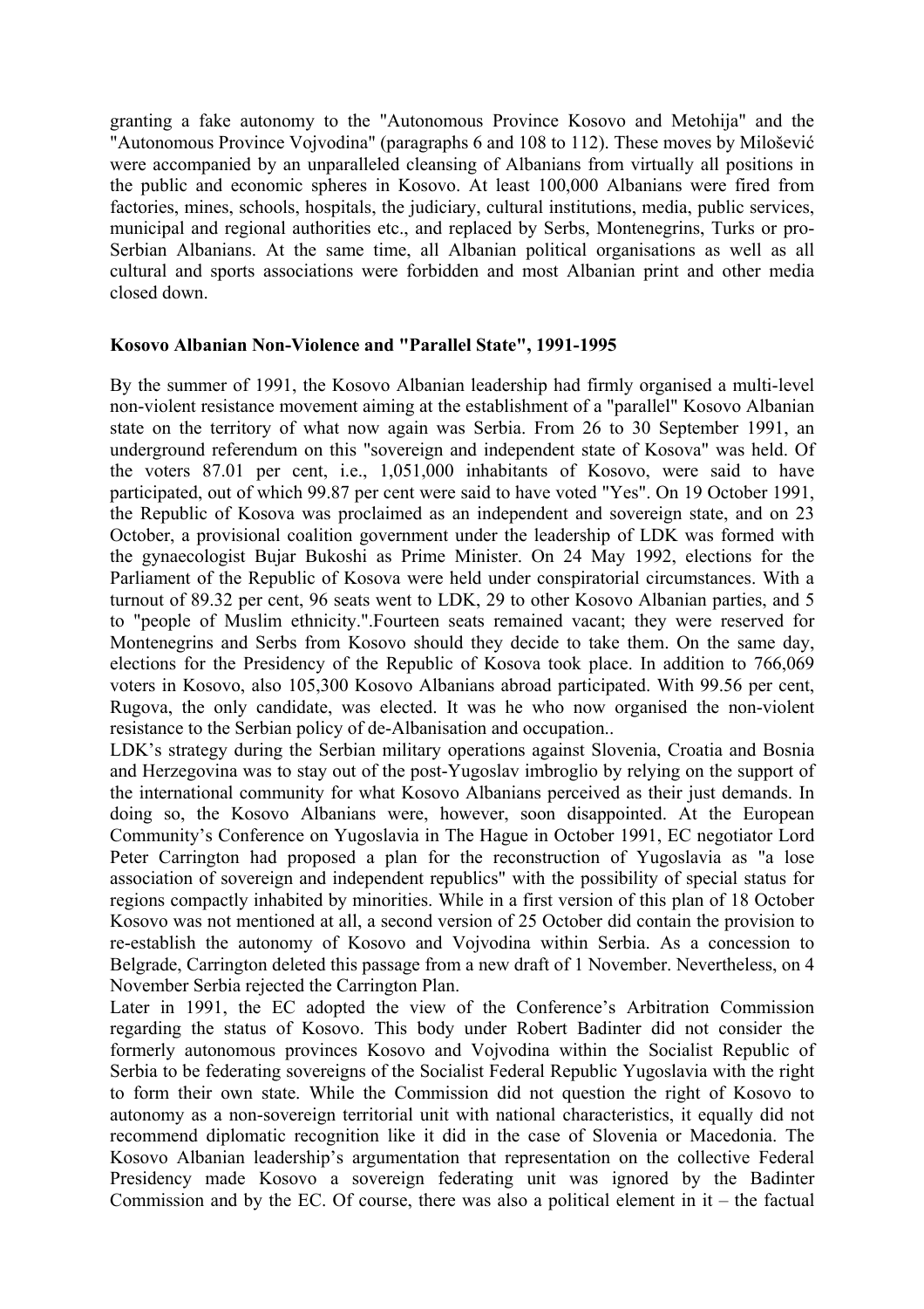granting a fake autonomy to the "Autonomous Province Kosovo and Metohija" and the "Autonomous Province Vojvodina" (paragraphs 6 and 108 to 112). These moves by Milošević were accompanied by an unparalleled cleansing of Albanians from virtually all positions in the public and economic spheres in Kosovo. At least 100,000 Albanians were fired from factories, mines, schools, hospitals, the judiciary, cultural institutions, media, public services, municipal and regional authorities etc., and replaced by Serbs, Montenegrins, Turks or pro-Serbian Albanians. At the same time, all Albanian political organisations as well as all cultural and sports associations were forbidden and most Albanian print and other media closed down.

**Kosovo Albanian Non-Violence and "Parallel State", 1991-1995**

By the summer of 1991, the Kosovo Albanian leadership had firmly organised a multi-level non-violent resistance movement aiming at the establishment of a "parallel" Kosovo Albanian state on the territory of what now again was Serbia. From 26 to 30 September 1991, an underground referendum on this "sovereign and independent state of Kosova" was held. Of the voters 87.01 per cent, i.e., 1,051,000 inhabitants of Kosovo, were said to have participated, out of which 99.87 per cent were said to have voted "Yes". On 19 October 1991, the Republic of Kosova was proclaimed as an independent and sovereign state, and on 23 October, a provisional coalition government under the leadership of LDK was formed with the gynaecologist Bujar Bukoshi as Prime Minister. On 24 May 1992, elections for the Parliament of the Republic of Kosova were held under conspiratorial circumstances. With a turnout of 89.32 per cent, 96 seats went to LDK, 29 to other Kosovo Albanian parties, and 5 to "people of Muslim ethnicity.".Fourteen seats remained vacant; they were reserved for Montenegrins and Serbs from Kosovo should they decide to take them. On the same day, elections for the Presidency of the Republic of Kosova took place. In addition to 766,069 voters in Kosovo, also 105,300 Kosovo Albanians abroad participated. With 99.56 per cent, Rugova, the only candidate, was elected. It was he who now organised the non-violent resistance to the Serbian policy of de-Albanisation and occupation..

LDK's strategy during the Serbian military operations against Slovenia, Croatia and Bosnia and Herzegovina was to stay out of the post-Yugoslav imbroglio by relying on the support of the international community for what Kosovo Albanians perceived as their just demands. In doing so, the Kosovo Albanians were, however, soon disappointed. At the European Community's Conference on Yugoslavia in The Hague in October 1991, EC negotiator Lord Peter Carrington had proposed a plan for the reconstruction of Yugoslavia as "a lose association of sovereign and independent republics" with the possibility of special status for regions compactly inhabited by minorities. While in a first version of this plan of 18 October Kosovo was not mentioned at all, a second version of 25 October did contain the provision to re-establish the autonomy of Kosovo and Vojvodina within Serbia. As a concession to Belgrade, Carrington deleted this passage from a new draft of 1 November. Nevertheless, on 4 November Serbia rejected the Carrington Plan.

Later in 1991, the EC adopted the view of the Conference's Arbitration Commission regarding the status of Kosovo. This body under Robert Badinter did not consider the formerly autonomous provinces Kosovo and Vojvodina within the Socialist Republic of Serbia to be federating sovereigns of the Socialist Federal Republic Yugoslavia with the right to form their own state. While the Commission did not question the right of Kosovo to autonomy as a non-sovereign territorial unit with national characteristics, it equally did not recommend diplomatic recognition like it did in the case of Slovenia or Macedonia. The Kosovo Albanian leadership's argumentation that representation on the collective Federal Presidency made Kosovo a sovereign federating unit was ignored by the Badinter Commission and by the EC. Of course, there was also a political element in it – the factual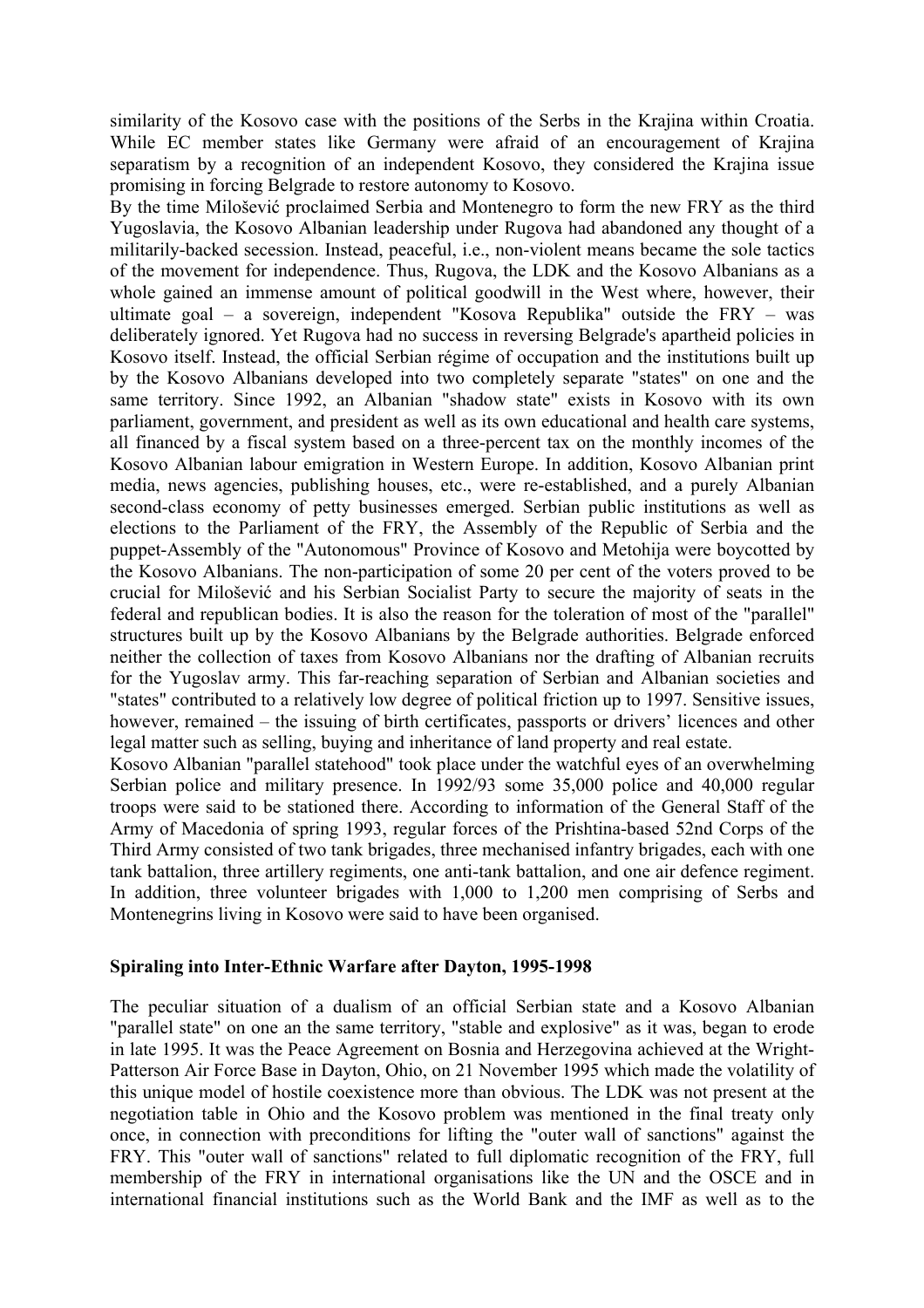similarity of the Kosovo case with the positions of the Serbs in the Krajina within Croatia. While EC member states like Germany were afraid of an encouragement of Krajina separatism by a recognition of an independent Kosovo, they considered the Krajina issue promising in forcing Belgrade to restore autonomy to Kosovo.

By the time Milošević proclaimed Serbia and Montenegro to form the new FRY as the third Yugoslavia, the Kosovo Albanian leadership under Rugova had abandoned any thought of a militarily-backed secession. Instead, peaceful, i.e., non-violent means became the sole tactics of the movement for independence. Thus, Rugova, the LDK and the Kosovo Albanians as a whole gained an immense amount of political goodwill in the West where, however, their ultimate goal – a sovereign, independent "Kosova Republika" outside the FRY – was deliberately ignored. Yet Rugova had no success in reversing Belgrade's apartheid policies in Kosovo itself. Instead, the official Serbian régime of occupation and the institutions built up by the Kosovo Albanians developed into two completely separate "states" on one and the same territory. Since 1992, an Albanian "shadow state" exists in Kosovo with its own parliament, government, and president as well as its own educational and health care systems, all financed by a fiscal system based on a three-percent tax on the monthly incomes of the Kosovo Albanian labour emigration in Western Europe. In addition, Kosovo Albanian print media, news agencies, publishing houses, etc., were re-established, and a purely Albanian second-class economy of petty businesses emerged. Serbian public institutions as well as elections to the Parliament of the FRY, the Assembly of the Republic of Serbia and the puppet-Assembly of the "Autonomous" Province of Kosovo and Metohija were boycotted by the Kosovo Albanians. The non-participation of some 20 per cent of the voters proved to be crucial for Milošević and his Serbian Socialist Party to secure the majority of seats in the federal and republican bodies. It is also the reason for the toleration of most of the "parallel" structures built up by the Kosovo Albanians by the Belgrade authorities. Belgrade enforced neither the collection of taxes from Kosovo Albanians nor the drafting of Albanian recruits for the Yugoslav army. This far-reaching separation of Serbian and Albanian societies and "states" contributed to a relatively low degree of political friction up to 1997. Sensitive issues, however, remained – the issuing of birth certificates, passports or drivers' licences and other legal matter such as selling, buying and inheritance of land property and real estate.

Kosovo Albanian "parallel statehood" took place under the watchful eyes of an overwhelming Serbian police and military presence. In 1992/93 some 35,000 police and 40,000 regular troops were said to be stationed there. According to information of the General Staff of the Army of Macedonia of spring 1993, regular forces of the Prishtina-based 52nd Corps of the Third Army consisted of two tank brigades, three mechanised infantry brigades, each with one tank battalion, three artillery regiments, one anti-tank battalion, and one air defence regiment. In addition, three volunteer brigades with 1,000 to 1,200 men comprising of Serbs and Montenegrins living in Kosovo were said to have been organised.

**Spiraling into Inter-Ethnic Warfare after Dayton, 1995-1998**

The peculiar situation of a dualism of an official Serbian state and a Kosovo Albanian "parallel state" on one an the same territory, "stable and explosive" as it was, began to erode in late 1995. It was the Peace Agreement on Bosnia and Herzegovina achieved at the Wright-Patterson Air Force Base in Dayton, Ohio, on 21 November 1995 which made the volatility of this unique model of hostile coexistence more than obvious. The LDK was not present at the negotiation table in Ohio and the Kosovo problem was mentioned in the final treaty only once, in connection with preconditions for lifting the "outer wall of sanctions" against the FRY. This "outer wall of sanctions" related to full diplomatic recognition of the FRY, full membership of the FRY in international organisations like the UN and the OSCE and in international financial institutions such as the World Bank and the IMF as well as to the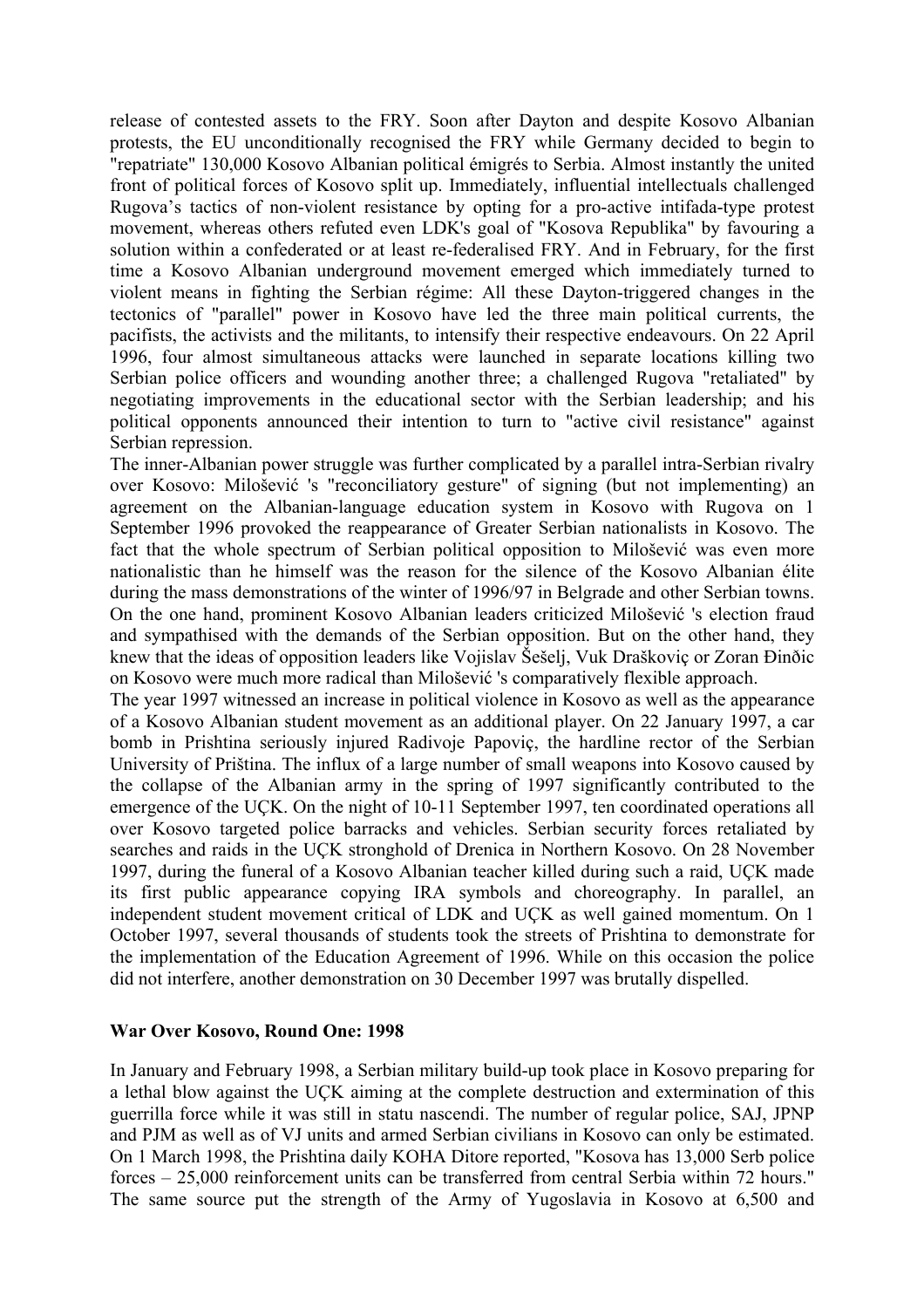release of contested assets to the FRY. Soon after Dayton and despite Kosovo Albanian protests, the EU unconditionally recognised the FRY while Germany decided to begin to "repatriate" 130,000 Kosovo Albanian political émigrés to Serbia. Almost instantly the united front of political forces of Kosovo split up. Immediately, influential intellectuals challenged Rugova's tactics of non-violent resistance by opting for a pro-active intifada-type protest movement, whereas others refuted even LDK's goal of "Kosova Republika" by favouring a solution within a confederated or at least re-federalised FRY. And in February, for the first time a Kosovo Albanian underground movement emerged which immediately turned to violent means in fighting the Serbian régime: All these Dayton-triggered changes in the tectonics of "parallel" power in Kosovo have led the three main political currents, the pacifists, the activists and the militants, to intensify their respective endeavours. On 22 April 1996, four almost simultaneous attacks were launched in separate locations killing two Serbian police officers and wounding another three; a challenged Rugova "retaliated" by negotiating improvements in the educational sector with the Serbian leadership; and his political opponents announced their intention to turn to "active civil resistance" against Serbian repression.

The inner-Albanian power struggle was further complicated by a parallel intra-Serbian rivalry over Kosovo: Milošević 's "reconciliatory gesture" of signing (but not implementing) an agreement on the Albanian-language education system in Kosovo with Rugova on 1 September 1996 provoked the reappearance of Greater Serbian nationalists in Kosovo. The fact that the whole spectrum of Serbian political opposition to Milošević was even more nationalistic than he himself was the reason for the silence of the Kosovo Albanian élite during the mass demonstrations of the winter of 1996/97 in Belgrade and other Serbian towns. On the one hand, prominent Kosovo Albanian leaders criticized Milošević 's election fraud and sympathised with the demands of the Serbian opposition. But on the other hand, they knew that the ideas of opposition leaders like Vojislav Šešelj, Vuk Draškoviç or Zoran Đinðic on Kosovo were much more radical than Milošević 's comparatively flexible approach.

The year 1997 witnessed an increase in political violence in Kosovo as well as the appearance of a Kosovo Albanian student movement as an additional player. On 22 January 1997, a car bomb in Prishtina seriously injured Radivoje Papoviç, the hardline rector of the Serbian University of Priština. The influx of a large number of small weapons into Kosovo caused by the collapse of the Albanian army in the spring of 1997 significantly contributed to the emergence of the UÇK. On the night of 10-11 September 1997, ten coordinated operations all over Kosovo targeted police barracks and vehicles. Serbian security forces retaliated by searches and raids in the UÇK stronghold of Drenica in Northern Kosovo. On 28 November 1997, during the funeral of a Kosovo Albanian teacher killed during such a raid, UÇK made its first public appearance copying IRA symbols and choreography. In parallel, an independent student movement critical of LDK and UÇK as well gained momentum. On 1 October 1997, several thousands of students took the streets of Prishtina to demonstrate for the implementation of the Education Agreement of 1996. While on this occasion the police did not interfere, another demonstration on 30 December 1997 was brutally dispelled.

**War Over Kosovo, Round One: 1998**

In January and February 1998, a Serbian military build-up took place in Kosovo preparing for a lethal blow against the UÇK aiming at the complete destruction and extermination of this guerrilla force while it was still in statu nascendi. The number of regular police, SAJ, JPNP and PJM as well as of VJ units and armed Serbian civilians in Kosovo can only be estimated. On 1 March 1998, the Prishtina daily KOHA Ditore reported, "Kosova has 13,000 Serb police forces – 25,000 reinforcement units can be transferred from central Serbia within 72 hours." The same source put the strength of the Army of Yugoslavia in Kosovo at 6,500 and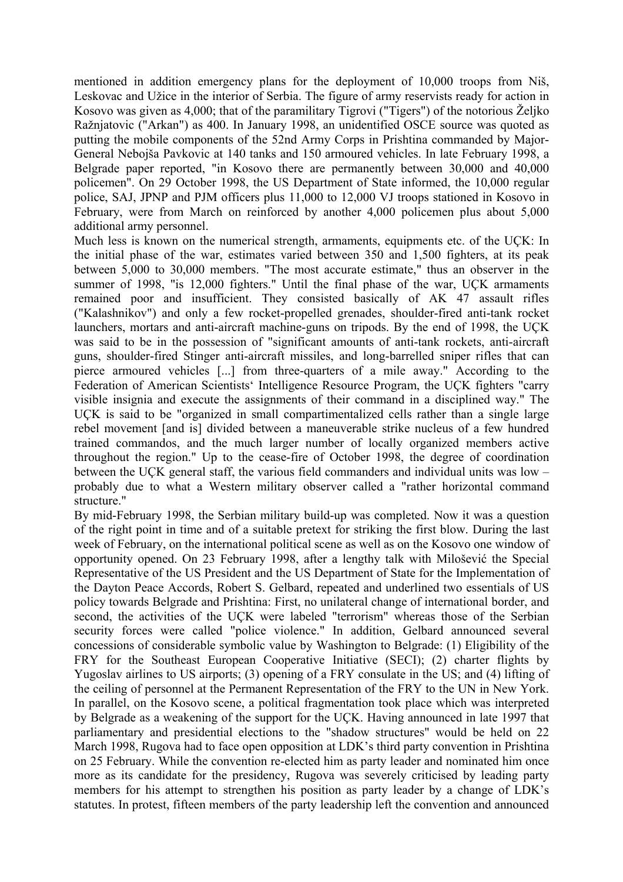mentioned in addition emergency plans for the deployment of 10,000 troops from Niš, Leskovac and Užice in the interior of Serbia. The figure of army reservists ready for action in Kosovo was given as 4,000; that of the paramilitary Tigrovi ("Tigers") of the notorious Željko Ražnjatovic ("Arkan") as 400. In January 1998, an unidentified OSCE source was quoted as putting the mobile components of the 52nd Army Corps in Prishtina commanded by Major-General Nebojša Pavkovic at 140 tanks and 150 armoured vehicles. In late February 1998, a Belgrade paper reported, "in Kosovo there are permanently between 30,000 and 40,000 policemen". On 29 October 1998, the US Department of State informed, the 10,000 regular police, SAJ, JPNP and PJM officers plus 11,000 to 12,000 VJ troops stationed in Kosovo in February, were from March on reinforced by another 4,000 policemen plus about 5,000 additional army personnel.

Much less is known on the numerical strength, armaments, equipments etc. of the UÇK: In the initial phase of the war, estimates varied between 350 and 1,500 fighters, at its peak between 5,000 to 30,000 members. "The most accurate estimate," thus an observer in the summer of 1998, "is 12,000 fighters." Until the final phase of the war, UÇK armaments remained poor and insufficient. They consisted basically of AK 47 assault rifles ("Kalashnikov") and only a few rocket-propelled grenades, shoulder-fired anti-tank rocket launchers, mortars and anti-aircraft machine-guns on tripods. By the end of 1998, the UÇK was said to be in the possession of "significant amounts of anti-tank rockets, anti-aircraft guns, shoulder-fired Stinger anti-aircraft missiles, and long-barrelled sniper rifles that can pierce armoured vehicles [...] from three-quarters of a mile away." According to the Federation of American Scientists�' Intelligence Resource Program, the UÇK fighters "carry visible insignia and execute the assignments of their command in a disciplined way." The UÇK is said to be "organized in small compartimentalized cells rather than a single large rebel movement [and is] divided between a maneuverable strike nucleus of a few hundred trained commandos, and the much larger number of locally organized members active throughout the region." Up to the cease-fire of October 1998, the degree of coordination between the UÇK general staff, the various field commanders and individual units was low – probably due to what a Western military observer called a "rather horizontal command structure."

By mid-February 1998, the Serbian military build-up was completed. Now it was a question of the right point in time and of a suitable pretext for striking the first blow. During the last week of February, on the international political scene as well as on the Kosovo one window of opportunity opened. On 23 February 1998, after a lengthy talk with Milošević the Special Representative of the US President and the US Department of State for the Implementation of the Dayton Peace Accords, Robert S. Gelbard, repeated and underlined two essentials of US policy towards Belgrade and Prishtina: First, no unilateral change of international border, and second, the activities of the UÇK were labeled "terrorism" whereas those of the Serbian security forces were called "police violence." In addition, Gelbard announced several concessions of considerable symbolic value by Washington to Belgrade: (1) Eligibility of the FRY for the Southeast European Cooperative Initiative (SECI); (2) charter flights by Yugoslav airlines to US airports; (3) opening of a FRY consulate in the US; and (4) lifting of the ceiling of personnel at the Permanent Representation of the FRY to the UN in New York. In parallel, on the Kosovo scene, a political fragmentation took place which was interpreted by Belgrade as a weakening of the support for the UÇK. Having announced in late 1997 that parliamentary and presidential elections to the "shadow structures" would be held on 22 March 1998, Rugova had to face open opposition at LDK's third party convention in Prishtina on 25 February. While the convention re-elected him as party leader and nominated him once more as its candidate for the presidency, Rugova was severely criticised by leading party members for his attempt to strengthen his position as party leader by a change of LDK's statutes. In protest, fifteen members of the party leadership left the convention and announced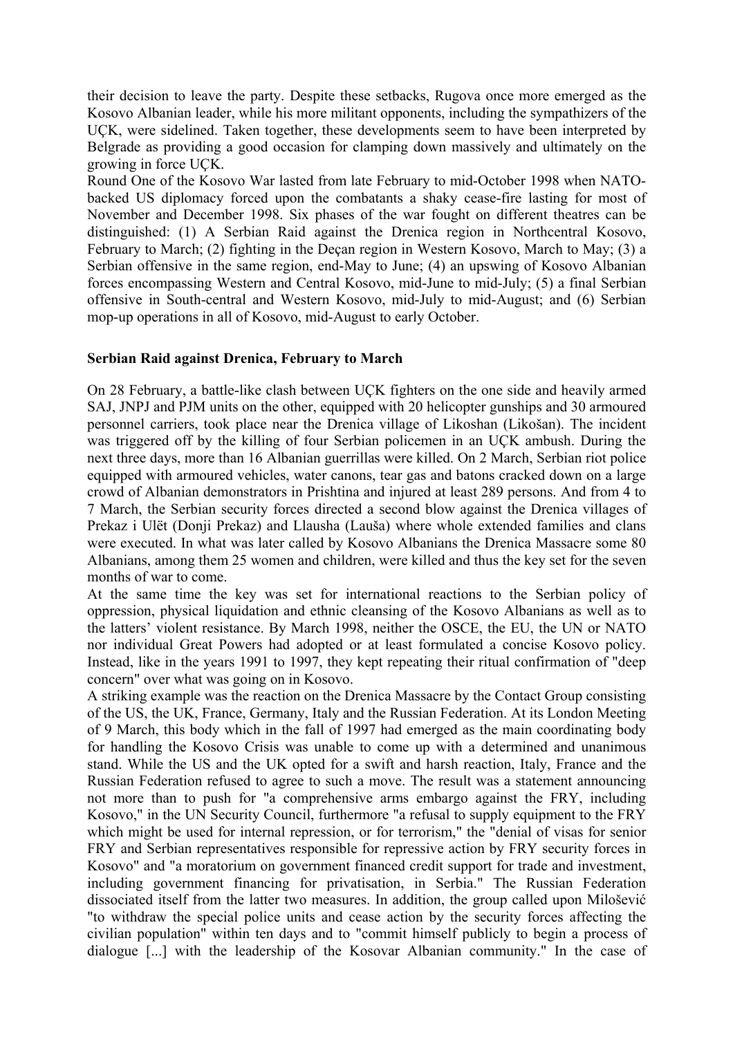their decision to leave the party. Despite these setbacks, Rugova once more emerged as the Kosovo Albanian leader, while his more militant opponents, including the sympathizers of the UÇK, were sidelined. Taken together, these developments seem to have been interpreted by Belgrade as providing a good occasion for clamping down massively and ultimately on the growing in force UÇK.

Round One of the Kosovo War lasted from late February to mid-October 1998 when NATO-backed US diplomacy forced upon the combatants a shaky cease-fire lasting for most of November and December 1998. Six phases of the war fought on different theatres can be distinguished: (1) A Serbian Raid against the Drenica region in Northcentral Kosovo, February to March; (2) fighting in the Deçan region in Western Kosovo, March to May; (3) a Serbian offensive in the same region, end-May to June; (4) an upswing of Kosovo Albanian forces encompassing Western and Central Kosovo, mid-June to mid-July; (5) a final Serbian offensive in South-central and Western Kosovo, mid-July to mid-August; and (6) Serbian mop-up operations in all of Kosovo, mid-August to early October.

### Serbian Raid against Drenica, February to March

On 28 February, a battle-like clash between UÇK fighters on the one side and heavily armed SAJ, JNPJ and PJM units on the other, equipped with 20 helicopter gunships and 30 armoured personnel carriers, took place near the Drenica village of Likoshan (Likošan). The incident was triggered off by the killing of four Serbian policemen in an UÇK ambush. During the next three days, more than 16 Albanian guerrillas were killed. On 2 March, Serbian riot police equipped with armoured vehicles, water canons, tear gas and batons cracked down on a large crowd of Albanian demonstrators in Prishtina and injured at least 289 persons. And from 4 to 7 March, the Serbian security forces directed a second blow against the Drenica villages of Prekaz i Ulët (Donji Prekaz) and Llausha (Lauša) where whole extended families and clans were executed. In what was later called by Kosovo Albanians the Drenica Massacre some 80 Albanians, among them 25 women and children, were killed and thus the key set for the seven months of war to come.

At the same time the key was set for international reactions to the Serbian policy of oppression, physical liquidation and ethnic cleansing of the Kosovo Albanians as well as to the latters' violent resistance. By March 1998, neither the OSCE, the EU, the UN or NATO nor individual Great Powers had adopted or at least formulated a concise Kosovo policy. Instead, like in the years 1991 to 1997, they kept repeating their ritual confirmation of "deep concern" over what was going on in Kosovo.

A striking example was the reaction on the Drenica Massacre by the Contact Group consisting of the US, the UK, France, Germany, Italy and the Russian Federation. At its London Meeting of 9 March, this body which in the fall of 1997 had emerged as the main coordinating body for handling the Kosovo Crisis was unable to come up with a determined and unanimous stand. While the US and the UK opted for a swift and harsh reaction, Italy, France and the Russian Federation refused to agree to such a move. The result was a statement announcing not more than to push for "a comprehensive arms embargo against the FRY, including Kosovo," in the UN Security Council, furthermore "a refusal to supply equipment to the FRY which might be used for internal repression, or for terrorism," the "denial of visas for senior FRY and Serbian representatives responsible for repressive action by FRY security forces in Kosovo" and "a moratorium on government financed credit support for trade and investment, including government financing for privatisation, in Serbia." The Russian Federation dissociated itself from the latter two measures. In addition, the group called upon Milošević "to withdraw the special police units and cease action by the security forces affecting the civilian population" within ten days and to "commit himself publicly to begin a process of dialogue [...] with the leadership of the Kosovar Albanian community." In the case of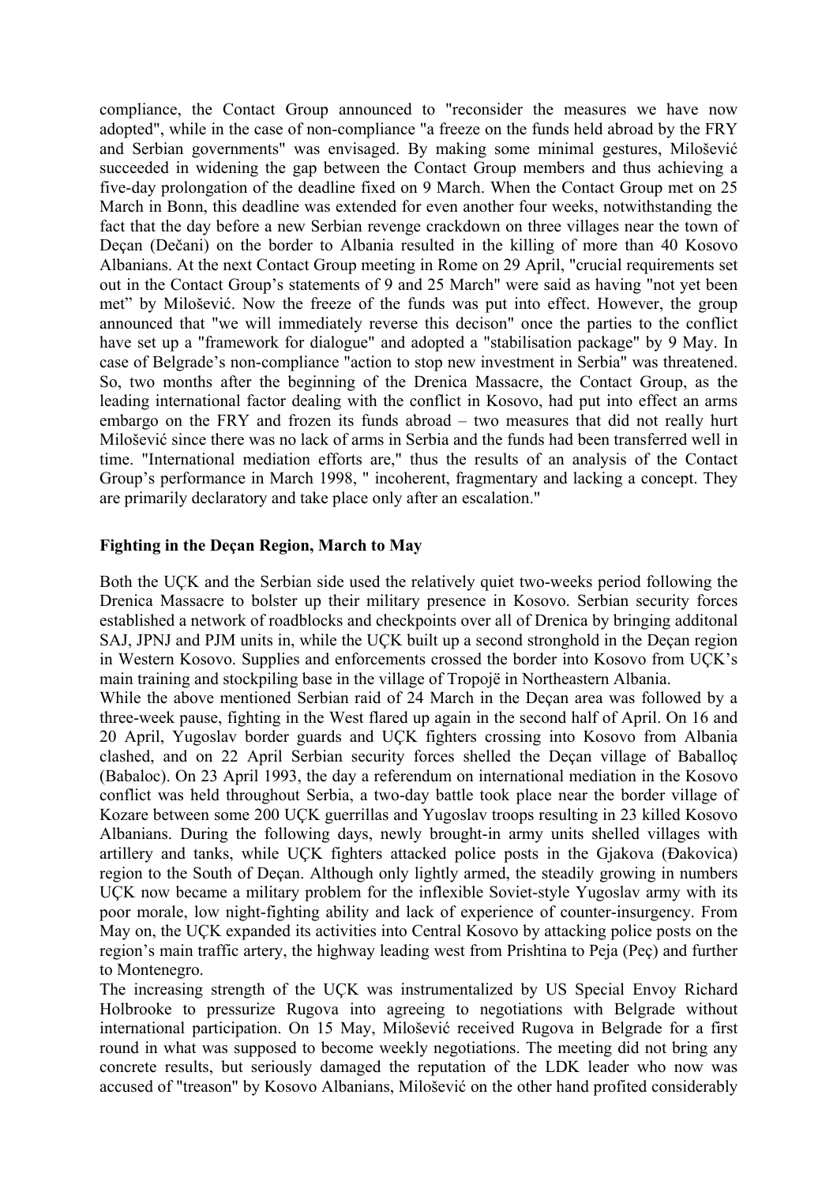compliance, the Contact Group announced to "reconsider the measures we have now adopted", while in the case of non-compliance "a freeze on the funds held abroad by the FRY and Serbian governments" was envisaged. By making some minimal gestures, Milošević succeeded in widening the gap between the Contact Group members and thus achieving a five-day prolongation of the deadline fixed on 9 March. When the Contact Group met on 25 March in Bonn, this deadline was extended for even another four weeks, notwithstanding the fact that the day before a new Serbian revenge crackdown on three villages near the town of Deçan (Dečani) on the border to Albania resulted in the killing of more than 40 Kosovo Albanians. At the next Contact Group meeting in Rome on 29 April, "crucial requirements set out in the Contact Group's statements of 9 and 25 March" were said as having "not yet been met" by Milošević. Now the freeze of the funds was put into effect. However, the group announced that "we will immediately reverse this decison" once the parties to the conflict have set up a "framework for dialogue" and adopted a "stabilisation package" by 9 May. In case of Belgrade's non-compliance "action to stop new investment in Serbia" was threatened. So, two months after the beginning of the Drenica Massacre, the Contact Group, as the leading international factor dealing with the conflict in Kosovo, had put into effect an arms embargo on the FRY and frozen its funds abroad – two measures that did not really hurt Milošević since there was no lack of arms in Serbia and the funds had been transferred well in time. "International mediation efforts are," thus the results of an analysis of the Contact Group's performance in March 1998, " incoherent, fragmentary and lacking a concept. They are primarily declaratory and take place only after an escalation."

**Fighting in the Deçan Region, March to May**

Both the UÇK and the Serbian side used the relatively quiet two-weeks period following the Drenica Massacre to bolster up their military presence in Kosovo. Serbian security forces established a network of roadblocks and checkpoints over all of Drenica by bringing additonal SAJ, JPNJ and PJM units in, while the UÇK built up a second stronghold in the Deçan region in Western Kosovo. Supplies and enforcements crossed the border into Kosovo from UÇK's main training and stockpiling base in the village of Tropojë in Northeastern Albania.

While the above mentioned Serbian raid of 24 March in the Deçan area was followed by a three-week pause, fighting in the West flared up again in the second half of April. On 16 and 20 April, Yugoslav border guards and UÇK fighters crossing into Kosovo from Albania clashed, and on 22 April Serbian security forces shelled the Deçan village of Baballoç (Babaloc). On 23 April 1993, the day a referendum on international mediation in the Kosovo conflict was held throughout Serbia, a two-day battle took place near the border village of Kozare between some 200 UÇK guerrillas and Yugoslav troops resulting in 23 killed Kosovo Albanians. During the following days, newly brought-in army units shelled villages with artillery and tanks, while UÇK fighters attacked police posts in the Gjakova (Đakovica) region to the South of Deçan. Although only lightly armed, the steadily growing in numbers UÇK now became a military problem for the inflexible Soviet-style Yugoslav army with its poor morale, low night-fighting ability and lack of experience of counter-insurgency. From May on, the UÇK expanded its activities into Central Kosovo by attacking police posts on the region's main traffic artery, the highway leading west from Prishtina to Peja (Peç) and further to Montenegro.

The increasing strength of the UÇK was instrumentalized by US Special Envoy Richard Holbrooke to pressurize Rugova into agreeing to negotiations with Belgrade without international participation. On 15 May, Milošević received Rugova in Belgrade for a first round in what was supposed to become weekly negotiations. The meeting did not bring any concrete results, but seriously damaged the reputation of the LDK leader who now was accused of "treason" by Kosovo Albanians, Milošević on the other hand profited considerably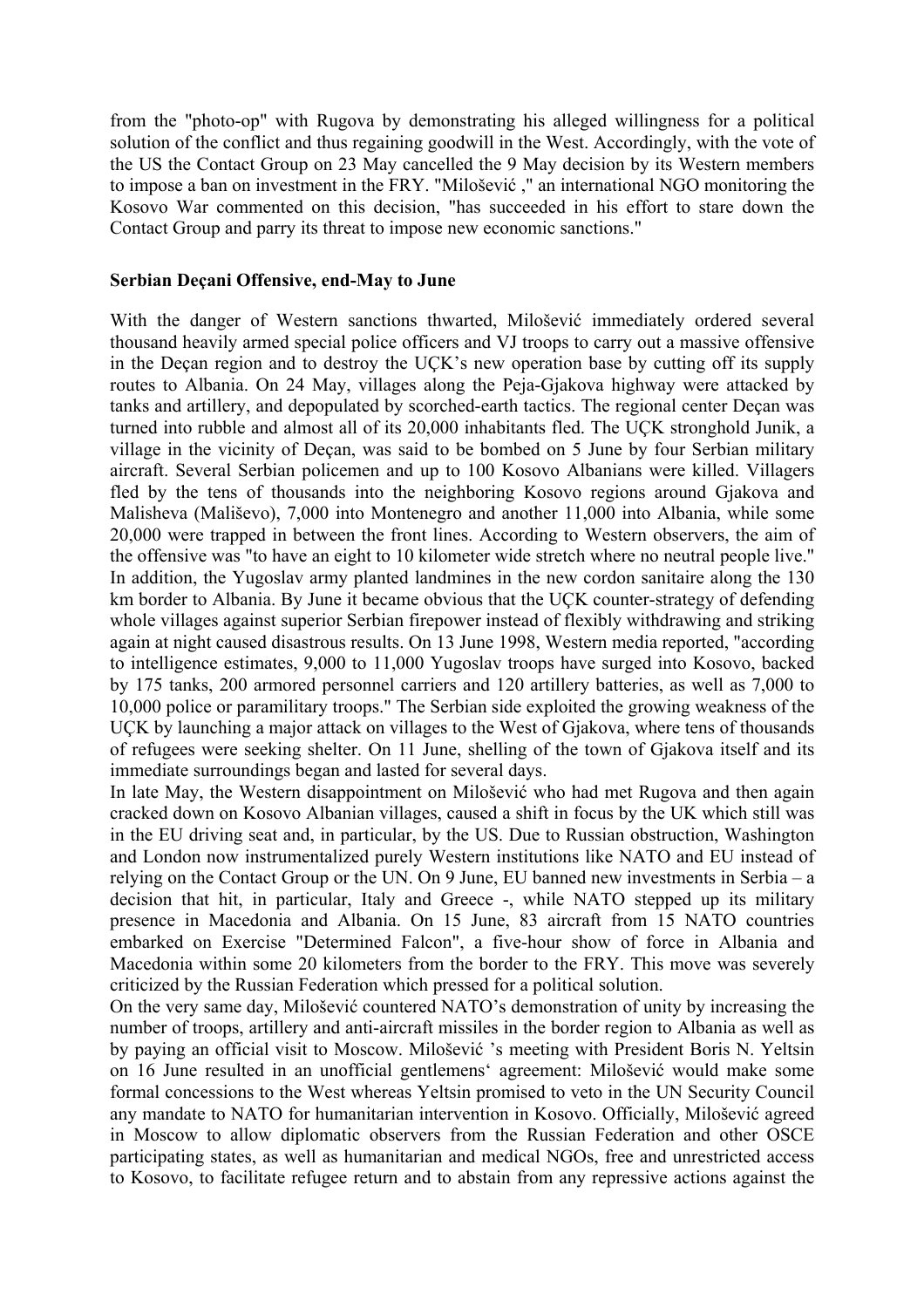from the "photo-op" with Rugova by demonstrating his alleged willingness for a political solution of the conflict and thus regaining goodwill in the West. Accordingly, with the vote of the US the Contact Group on 23 May cancelled the 9 May decision by its Western members to impose a ban on investment in the FRY. "Milošević ," an international NGO monitoring the Kosovo War commented on this decision, "has succeeded in his effort to stare down the Contact Group and parry its threat to impose new economic sanctions."

**Serbian Deçani Offensive, end-May to June**

With the danger of Western sanctions thwarted, Milošević immediately ordered several thousand heavily armed special police officers and VJ troops to carry out a massive offensive in the Deçan region and to destroy the UÇK's new operation base by cutting off its supply routes to Albania. On 24 May, villages along the Peja-Gjakova highway were attacked by tanks and artillery, and depopulated by scorched-earth tactics. The regional center Deçan was turned into rubble and almost all of its 20,000 inhabitants fled. The UÇK stronghold Junik, a village in the vicinity of Deçan, was said to be bombed on 5 June by four Serbian military aircraft. Several Serbian policemen and up to 100 Kosovo Albanians were killed. Villagers fled by the tens of thousands into the neighboring Kosovo regions around Gjakova and Malisheva (Mališevo), 7,000 into Montenegro and another 11,000 into Albania, while some 20,000 were trapped in between the front lines. According to Western observers, the aim of the offensive was "to have an eight to 10 kilometer wide stretch where no neutral people live." In addition, the Yugoslav army planted landmines in the new cordon sanitaire along the 130 km border to Albania. By June it became obvious that the UÇK counter-strategy of defending whole villages against superior Serbian firepower instead of flexibly withdrawing and striking again at night caused disastrous results. On 13 June 1998, Western media reported, "according to intelligence estimates, 9,000 to 11,000 Yugoslav troops have surged into Kosovo, backed by 175 tanks, 200 armored personnel carriers and 120 artillery batteries, as well as 7,000 to 10,000 police or paramilitary troops." The Serbian side exploited the growing weakness of the UÇK by launching a major attack on villages to the West of Gjakova, where tens of thousands of refugees were seeking shelter. On 11 June, shelling of the town of Gjakova itself and its immediate surroundings began and lasted for several days.
In late May, the Western disappointment on Milošević who had met Rugova and then again cracked down on Kosovo Albanian villages, caused a shift in focus by the UK which still was in the EU driving seat and, in particular, by the US. Due to Russian obstruction, Washington and London now instrumentalized purely Western institutions like NATO and EU instead of relying on the Contact Group or the UN. On 9 June, EU banned new investments in Serbia – a decision that hit, in particular, Italy and Greece -, while NATO stepped up its military presence in Macedonia and Albania. On 15 June, 83 aircraft from 15 NATO countries embarked on Exercise "Determined Falcon", a five-hour show of force in Albania and Macedonia within some 20 kilometers from the border to the FRY. This move was severely criticized by the Russian Federation which pressed for a political solution.
On the very same day, Milošević countered NATO's demonstration of unity by increasing the number of troops, artillery and anti-aircraft missiles in the border region to Albania as well as by paying an official visit to Moscow. Milošević 's meeting with President Boris N. Yeltsin on 16 June resulted in an unofficial gentlemens' agreement: Milošević would make some formal concessions to the West whereas Yeltsin promised to veto in the UN Security Council any mandate to NATO for humanitarian intervention in Kosovo. Officially, Milošević agreed in Moscow to allow diplomatic observers from the Russian Federation and other OSCE participating states, as well as humanitarian and medical NGOs, free and unrestricted access to Kosovo, to facilitate refugee return and to abstain from any repressive actions against the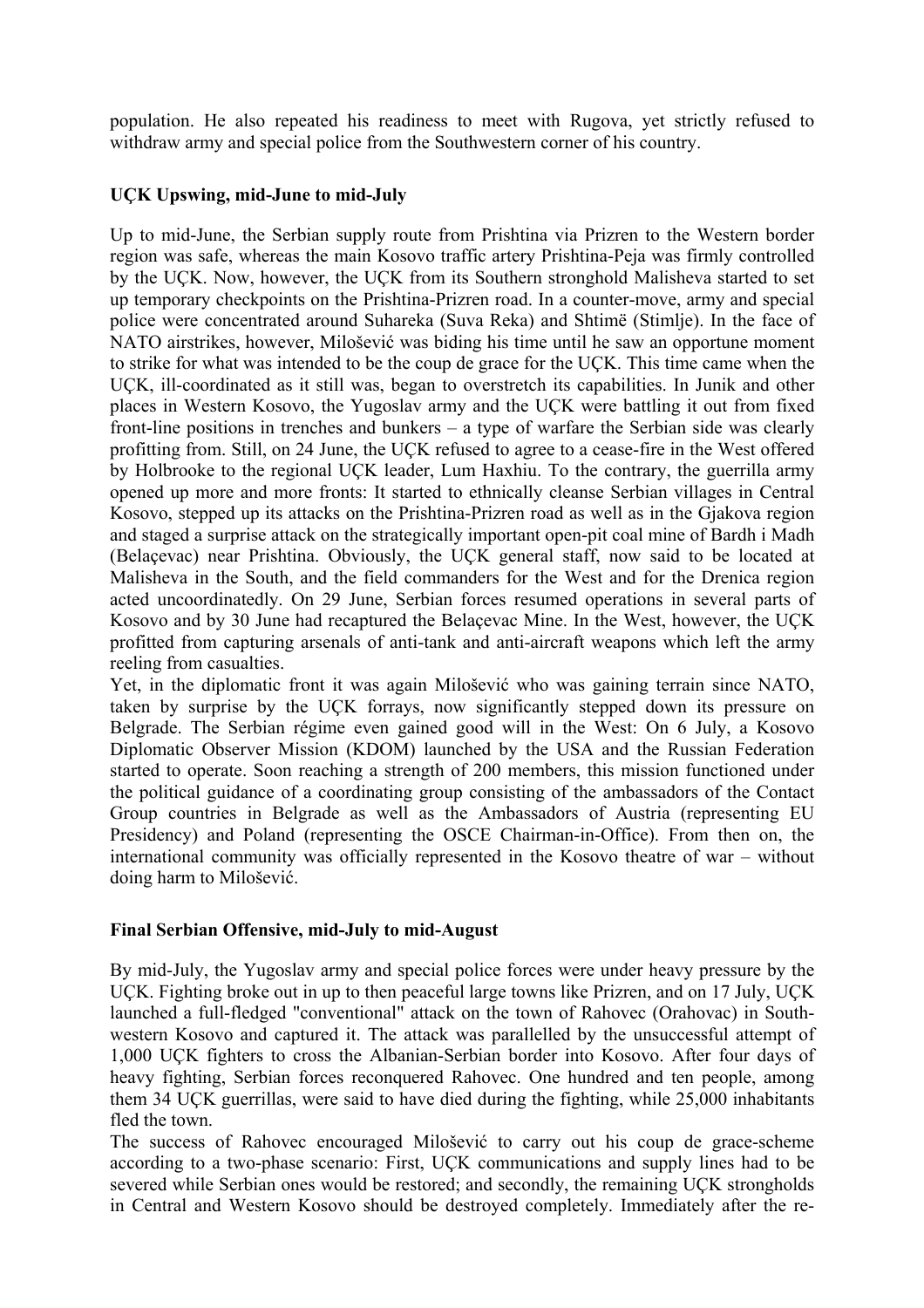population. He also repeated his readiness to meet with Rugova, yet strictly refused to withdraw army and special police from the Southwestern corner of his country.

**UÇK Upswing, mid-June to mid-July**

Up to mid-June, the Serbian supply route from Prishtina via Prizren to the Western border region was safe, whereas the main Kosovo traffic artery Prishtina-Peja was firmly controlled by the UÇK. Now, however, the UÇK from its Southern stronghold Malisheva started to set up temporary checkpoints on the Prishtina-Prizren road. In a counter-move, army and special police were concentrated around Suhareka (Suva Reka) and Shtimë (Stimlje). In the face of NATO airstrikes, however, Milošević was biding his time until he saw an opportune moment to strike for what was intended to be the coup de grace for the UÇK. This time came when the UÇK, ill-coordinated as it still was, began to overstretch its capabilities. In Junik and other places in Western Kosovo, the Yugoslav army and the UÇK were battling it out from fixed front-line positions in trenches and bunkers – a type of warfare the Serbian side was clearly profitting from. Still, on 24 June, the UÇK refused to agree to a cease-fire in the West offered by Holbrooke to the regional UÇK leader, Lum Haxhiu. To the contrary, the guerrilla army opened up more and more fronts: It started to ethnically cleanse Serbian villages in Central Kosovo, stepped up its attacks on the Prishtina-Prizren road as well as in the Gjakova region and staged a surprise attack on the strategically important open-pit coal mine of Bardh i Madh (Belaçevac) near Prishtina. Obviously, the UÇK general staff, now said to be located at Malisheva in the South, and the field commanders for the West and for the Drenica region acted uncoordinatedly. On 29 June, Serbian forces resumed operations in several parts of Kosovo and by 30 June had recaptured the Belaçevac Mine. In the West, however, the UÇK profitted from capturing arsenals of anti-tank and anti-aircraft weapons which left the army reeling from casualties.

Yet, in the diplomatic front it was again Milošević who was gaining terrain since NATO, taken by surprise by the UÇK forrays, now significantly stepped down its pressure on Belgrade. The Serbian régime even gained good will in the West: On 6 July, a Kosovo Diplomatic Observer Mission (KDOM) launched by the USA and the Russian Federation started to operate. Soon reaching a strength of 200 members, this mission functioned under the political guidance of a coordinating group consisting of the ambassadors of the Contact Group countries in Belgrade as well as the Ambassadors of Austria (representing EU Presidency) and Poland (representing the OSCE Chairman-in-Office). From then on, the international community was officially represented in the Kosovo theatre of war – without doing harm to Milošević.

**Final Serbian Offensive, mid-July to mid-August**

By mid-July, the Yugoslav army and special police forces were under heavy pressure by the UÇK. Fighting broke out in up to then peaceful large towns like Prizren, and on 17 July, UÇK launched a full-fledged "conventional" attack on the town of Rahovec (Orahovac) in South-western Kosovo and captured it. The attack was parallelled by the unsuccessful attempt of 1,000 UÇK fighters to cross the Albanian-Serbian border into Kosovo. After four days of heavy fighting, Serbian forces reconquered Rahovec. One hundred and ten people, among them 34 UÇK guerrillas, were said to have died during the fighting, while 25,000 inhabitants fled the town.

The success of Rahovec encouraged Milošević to carry out his coup de grace-scheme according to a two-phase scenario: First, UÇK communications and supply lines had to be severed while Serbian ones would be restored; and secondly, the remaining UÇK strongholds in Central and Western Kosovo should be destroyed completely. Immediately after the re-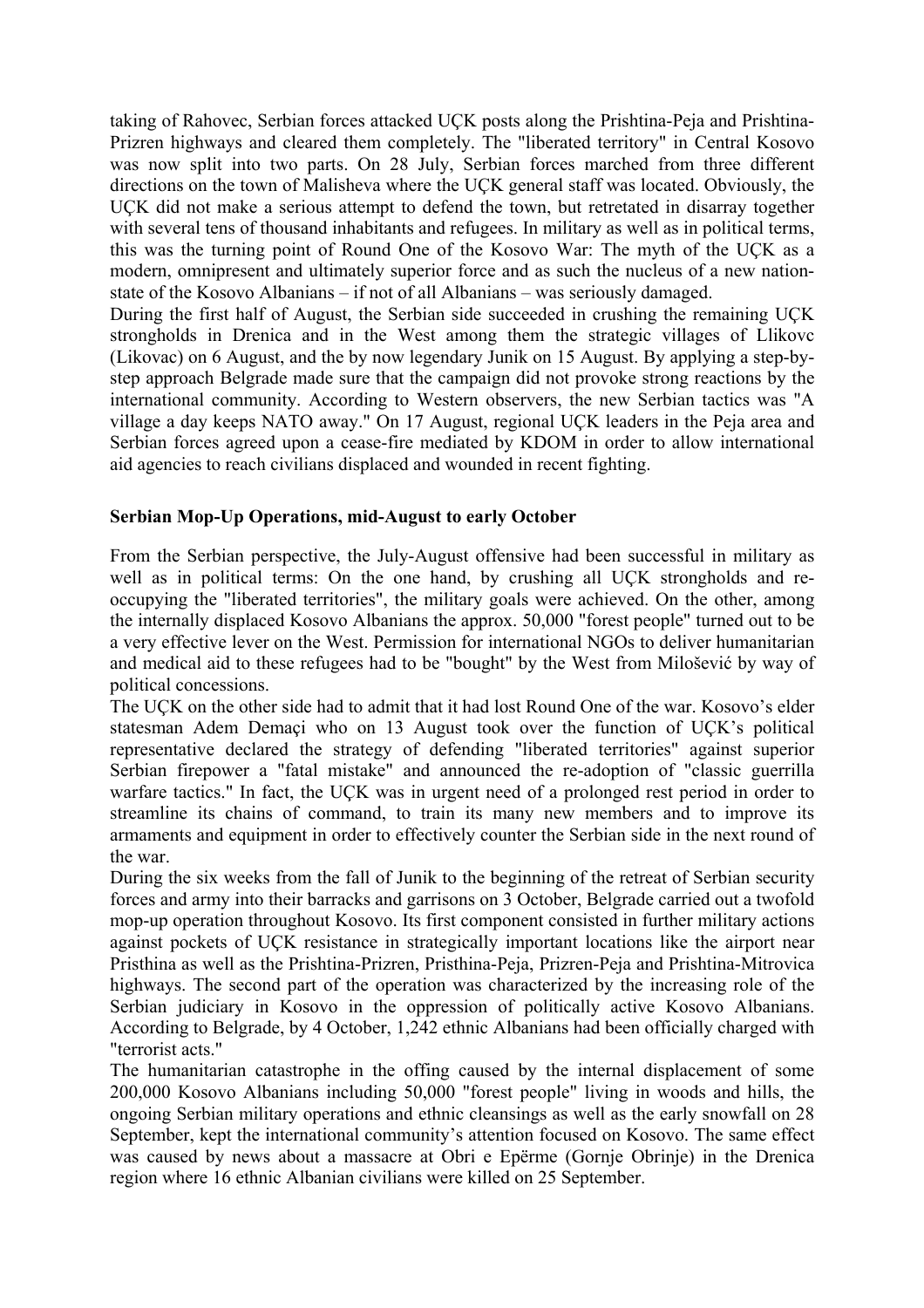taking of Rahovec, Serbian forces attacked UÇK posts along the Prishtina-Peja and Prishtina-Prizren highways and cleared them completely. The "liberated territory" in Central Kosovo was now split into two parts. On 28 July, Serbian forces marched from three different directions on the town of Malisheva where the UÇK general staff was located. Obviously, the UÇK did not make a serious attempt to defend the town, but retretated in disarray together with several tens of thousand inhabitants and refugees. In military as well as in political terms, this was the turning point of Round One of the Kosovo War: The myth of the UÇK as a modern, omnipresent and ultimately superior force and as such the nucleus of a new nation-state of the Kosovo Albanians – if not of all Albanians – was seriously damaged.

During the first half of August, the Serbian side succeeded in crushing the remaining UÇK strongholds in Drenica and in the West among them the strategic villages of Llikovc (Likovac) on 6 August, and the by now legendary Junik on 15 August. By applying a step-by-step approach Belgrade made sure that the campaign did not provoke strong reactions by the international community. According to Western observers, the new Serbian tactics was "A village a day keeps NATO away." On 17 August, regional UÇK leaders in the Peja area and Serbian forces agreed upon a cease-fire mediated by KDOM in order to allow international aid agencies to reach civilians displaced and wounded in recent fighting.

**Serbian Mop-Up Operations, mid-August to early October**

From the Serbian perspective, the July-August offensive had been successful in military as well as in political terms: On the one hand, by crushing all UÇK strongholds and re-occupying the "liberated territories", the military goals were achieved. On the other, among the internally displaced Kosovo Albanians the approx. 50,000 "forest people" turned out to be a very effective lever on the West. Permission for international NGOs to deliver humanitarian and medical aid to these refugees had to be "bought" by the West from Milošević by way of political concessions.

The UÇK on the other side had to admit that it had lost Round One of the war. Kosovo's elder statesman Adem Demaçi who on 13 August took over the function of UÇK's political representative declared the strategy of defending "liberated territories" against superior Serbian firepower a "fatal mistake" and announced the re-adoption of "classic guerrilla warfare tactics." In fact, the UÇK was in urgent need of a prolonged rest period in order to streamline its chains of command, to train its many new members and to improve its armaments and equipment in order to effectively counter the Serbian side in the next round of the war.

During the six weeks from the fall of Junik to the beginning of the retreat of Serbian security forces and army into their barracks and garrisons on 3 October, Belgrade carried out a twofold mop-up operation throughout Kosovo. Its first component consisted in further military actions against pockets of UÇK resistance in strategically important locations like the airport near Pristhina as well as the Prishtina-Prizren, Pristhina-Peja, Prizren-Peja and Prishtina-Mitrovica highways. The second part of the operation was characterized by the increasing role of the Serbian judiciary in Kosovo in the oppression of politically active Kosovo Albanians. According to Belgrade, by 4 October, 1,242 ethnic Albanians had been officially charged with "terrorist acts."

The humanitarian catastrophe in the offing caused by the internal displacement of some 200,000 Kosovo Albanians including 50,000 "forest people" living in woods and hills, the ongoing Serbian military operations and ethnic cleansings as well as the early snowfall on 28 September, kept the international community's attention focused on Kosovo. The same effect was caused by news about a massacre at Obri e Epërme (Gornje Obrinje) in the Drenica region where 16 ethnic Albanian civilians were killed on 25 September.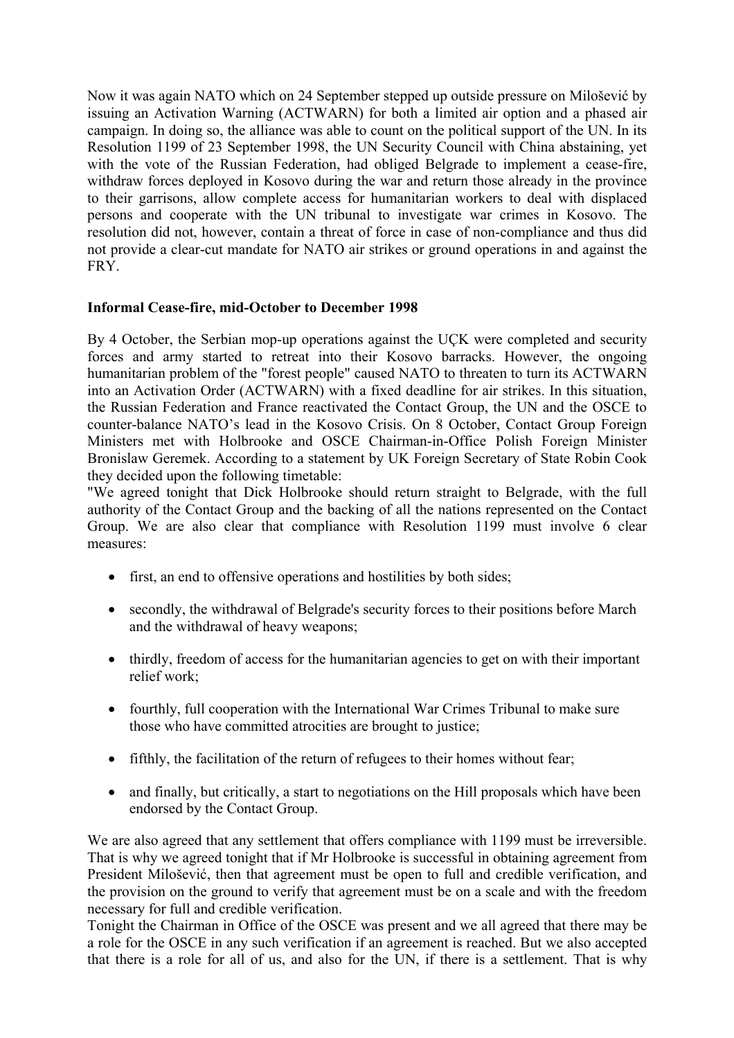Now it was again NATO which on 24 September stepped up outside pressure on Milošević by issuing an Activation Warning (ACTWARN) for both a limited air option and a phased air campaign. In doing so, the alliance was able to count on the political support of the UN. In its Resolution 1199 of 23 September 1998, the UN Security Council with China abstaining, yet with the vote of the Russian Federation, had obliged Belgrade to implement a cease-fire, withdraw forces deployed in Kosovo during the war and return those already in the province to their garrisons, allow complete access for humanitarian workers to deal with displaced persons and cooperate with the UN tribunal to investigate war crimes in Kosovo. The resolution did not, however, contain a threat of force in case of non-compliance and thus did not provide a clear-cut mandate for NATO air strikes or ground operations in and against the FRY.

**Informal Cease-fire, mid-October to December 1998**

By 4 October, the Serbian mop-up operations against the UÇK were completed and security forces and army started to retreat into their Kosovo barracks. However, the ongoing humanitarian problem of the "forest people" caused NATO to threaten to turn its ACTWARN into an Activation Order (ACTWARN) with a fixed deadline for air strikes. In this situation, the Russian Federation and France reactivated the Contact Group, the UN and the OSCE to counter-balance NATO's lead in the Kosovo Crisis. On 8 October, Contact Group Foreign Ministers met with Holbrooke and OSCE Chairman-in-Office Polish Foreign Minister Bronislaw Geremek. According to a statement by UK Foreign Secretary of State Robin Cook they decided upon the following timetable:

"We agreed tonight that Dick Holbrooke should return straight to Belgrade, with the full authority of the Contact Group and the backing of all the nations represented on the Contact Group. We are also clear that compliance with Resolution 1199 must involve 6 clear measures:

- first, an end to offensive operations and hostilities by both sides;
- secondly, the withdrawal of Belgrade's security forces to their positions before March and the withdrawal of heavy weapons;
- thirdly, freedom of access for the humanitarian agencies to get on with their important relief work;
- fourthly, full cooperation with the International War Crimes Tribunal to make sure those who have committed atrocities are brought to justice;
- fifthly, the facilitation of the return of refugees to their homes without fear;
- and finally, but critically, a start to negotiations on the Hill proposals which have been endorsed by the Contact Group.

We are also agreed that any settlement that offers compliance with 1199 must be irreversible. That is why we agreed tonight that if Mr Holbrooke is successful in obtaining agreement from President Milošević, then that agreement must be open to full and credible verification, and the provision on the ground to verify that agreement must be on a scale and with the freedom necessary for full and credible verification.

Tonight the Chairman in Office of the OSCE was present and we all agreed that there may be a role for the OSCE in any such verification if an agreement is reached. But we also accepted that there is a role for all of us, and also for the UN, if there is a settlement. That is why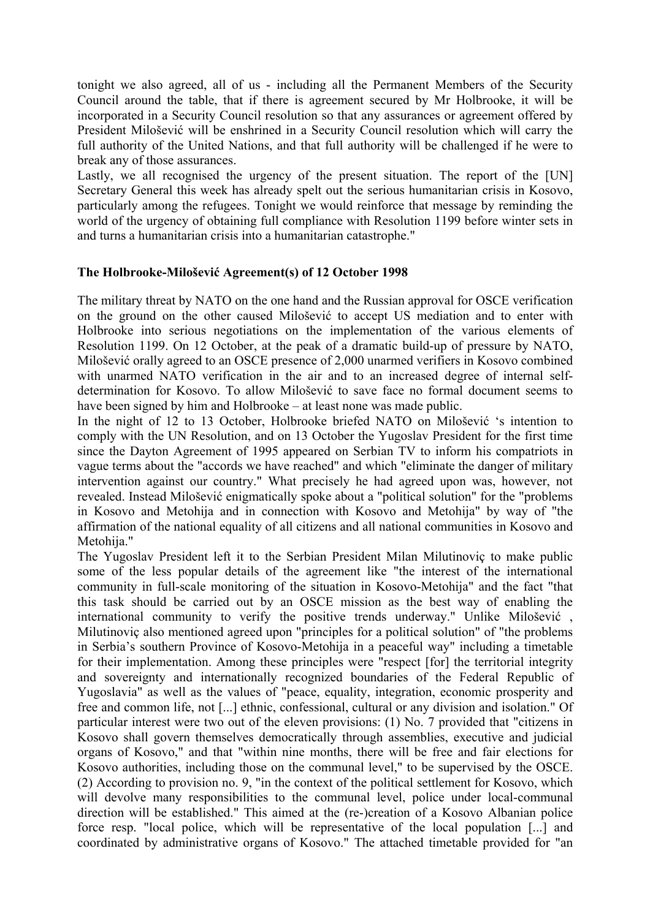tonight we also agreed, all of us - including all the Permanent Members of the Security Council around the table, that if there is agreement secured by Mr Holbrooke, it will be incorporated in a Security Council resolution so that any assurances or agreement offered by President Milošević will be enshrined in a Security Council resolution which will carry the full authority of the United Nations, and that full authority will be challenged if he were to break any of those assurances.

Lastly, we all recognised the urgency of the present situation. The report of the [UN] Secretary General this week has already spelt out the serious humanitarian crisis in Kosovo, particularly among the refugees. Tonight we would reinforce that message by reminding the world of the urgency of obtaining full compliance with Resolution 1199 before winter sets in and turns a humanitarian crisis into a humanitarian catastrophe."

**The Holbrooke-Milošević Agreement(s) of 12 October 1998**

The military threat by NATO on the one hand and the Russian approval for OSCE verification on the ground on the other caused Milošević to accept US mediation and to enter with Holbrooke into serious negotiations on the implementation of the various elements of Resolution 1199. On 12 October, at the peak of a dramatic build-up of pressure by NATO, Milošević orally agreed to an OSCE presence of 2,000 unarmed verifiers in Kosovo combined with unarmed NATO verification in the air and to an increased degree of internal self-determination for Kosovo. To allow Milošević to save face no formal document seems to have been signed by him and Holbrooke – at least none was made public.

In the night of 12 to 13 October, Holbrooke briefed NATO on Milošević 's intention to comply with the UN Resolution, and on 13 October the Yugoslav President for the first time since the Dayton Agreement of 1995 appeared on Serbian TV to inform his compatriots in vague terms about the "accords we have reached" and which "eliminate the danger of military intervention against our country." What precisely he had agreed upon was, however, not revealed. Instead Milošević enigmatically spoke about a "political solution" for the "problems in Kosovo and Metohija and in connection with Kosovo and Metohija" by way of "the affirmation of the national equality of all citizens and all national communities in Kosovo and Metohija."

The Yugoslav President left it to the Serbian President Milan Milutinoviç to make public some of the less popular details of the agreement like "the interest of the international community in full-scale monitoring of the situation in Kosovo-Metohija" and the fact "that this task should be carried out by an OSCE mission as the best way of enabling the international community to verify the positive trends underway." Unlike Milošević , Milutinoviç also mentioned agreed upon "principles for a political solution" of "the problems in Serbia's southern Province of Kosovo-Metohija in a peaceful way" including a timetable for their implementation. Among these principles were "respect [for] the territorial integrity and sovereignty and internationally recognized boundaries of the Federal Republic of Yugoslavia" as well as the values of "peace, equality, integration, economic prosperity and free and common life, not [...] ethnic, confessional, cultural or any division and isolation." Of particular interest were two out of the eleven provisions: (1) No. 7 provided that "citizens in Kosovo shall govern themselves democratically through assemblies, executive and judicial organs of Kosovo," and that "within nine months, there will be free and fair elections for Kosovo authorities, including those on the communal level," to be supervised by the OSCE. (2) According to provision no. 9, "in the context of the political settlement for Kosovo, which will devolve many responsibilities to the communal level, police under local-communal direction will be established." This aimed at the (re-)creation of a Kosovo Albanian police force resp. "local police, which will be representative of the local population [...] and coordinated by administrative organs of Kosovo." The attached timetable provided for "an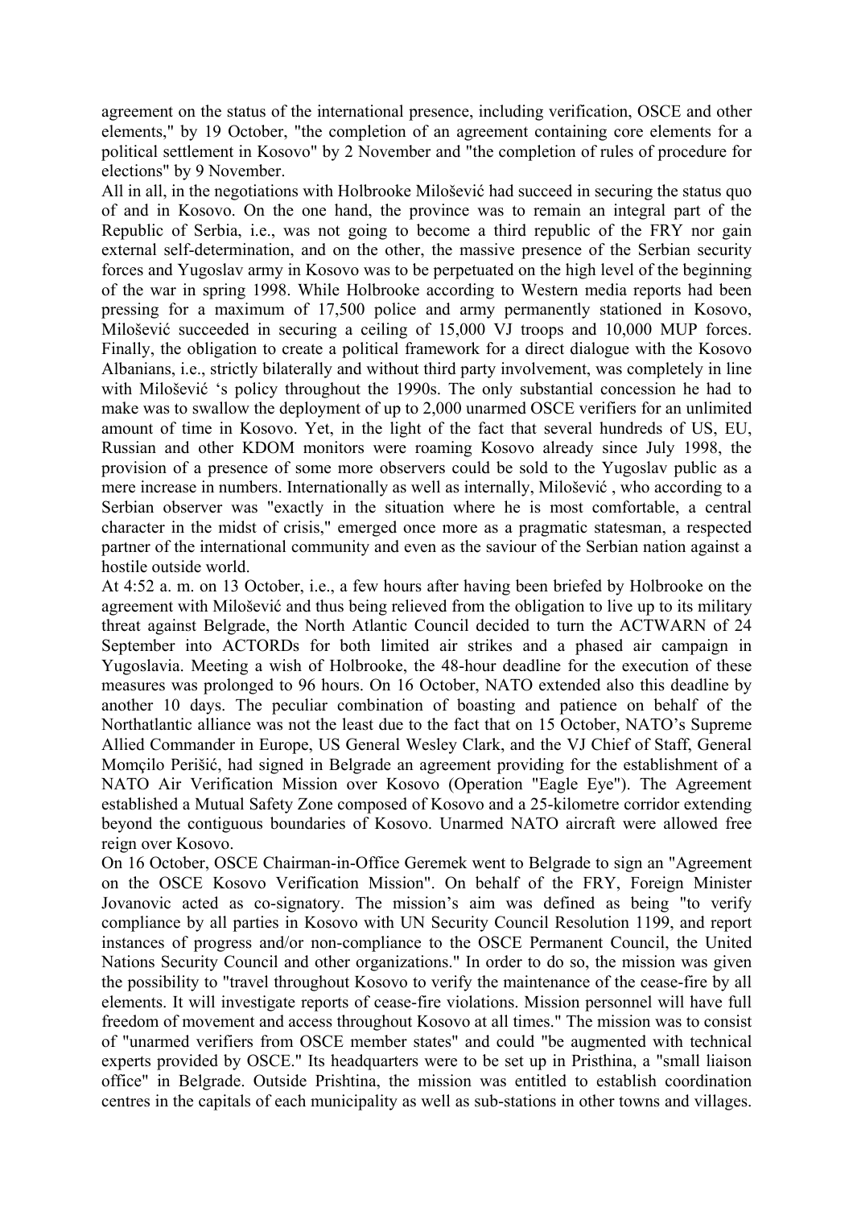agreement on the status of the international presence, including verification, OSCE and other elements," by 19 October, "the completion of an agreement containing core elements for a political settlement in Kosovo" by 2 November and "the completion of rules of procedure for elections" by 9 November.

All in all, in the negotiations with Holbrooke Milošević had succeed in securing the status quo of and in Kosovo. On the one hand, the province was to remain an integral part of the Republic of Serbia, i.e., was not going to become a third republic of the FRY nor gain external self-determination, and on the other, the massive presence of the Serbian security forces and Yugoslav army in Kosovo was to be perpetuated on the high level of the beginning of the war in spring 1998. While Holbrooke according to Western media reports had been pressing for a maximum of 17,500 police and army permanently stationed in Kosovo, Milošević succeeded in securing a ceiling of 15,000 VJ troops and 10,000 MUP forces. Finally, the obligation to create a political framework for a direct dialogue with the Kosovo Albanians, i.e., strictly bilaterally and without third party involvement, was completely in line with Milošević 's policy throughout the 1990s. The only substantial concession he had to make was to swallow the deployment of up to 2,000 unarmed OSCE verifiers for an unlimited amount of time in Kosovo. Yet, in the light of the fact that several hundreds of US, EU, Russian and other KDOM monitors were roaming Kosovo already since July 1998, the provision of a presence of some more observers could be sold to the Yugoslav public as a mere increase in numbers. Internationally as well as internally, Milošević , who according to a Serbian observer was "exactly in the situation where he is most comfortable, a central character in the midst of crisis," emerged once more as a pragmatic statesman, a respected partner of the international community and even as the saviour of the Serbian nation against a hostile outside world.

At 4:52 a. m. on 13 October, i.e., a few hours after having been briefed by Holbrooke on the agreement with Milošević and thus being relieved from the obligation to live up to its military threat against Belgrade, the North Atlantic Council decided to turn the ACTWARN of 24 September into ACTORDs for both limited air strikes and a phased air campaign in Yugoslavia. Meeting a wish of Holbrooke, the 48-hour deadline for the execution of these measures was prolonged to 96 hours. On 16 October, NATO extended also this deadline by another 10 days. The peculiar combination of boasting and patience on behalf of the Northatlantic alliance was not the least due to the fact that on 15 October, NATO's Supreme Allied Commander in Europe, US General Wesley Clark, and the VJ Chief of Staff, General Momçilo Perišić, had signed in Belgrade an agreement providing for the establishment of a NATO Air Verification Mission over Kosovo (Operation "Eagle Eye"). The Agreement established a Mutual Safety Zone composed of Kosovo and a 25-kilometre corridor extending beyond the contiguous boundaries of Kosovo. Unarmed NATO aircraft were allowed free reign over Kosovo.

On 16 October, OSCE Chairman-in-Office Geremek went to Belgrade to sign an "Agreement on the OSCE Kosovo Verification Mission". On behalf of the FRY, Foreign Minister Jovanovic acted as co-signatory. The mission's aim was defined as being "to verify compliance by all parties in Kosovo with UN Security Council Resolution 1199, and report instances of progress and/or non-compliance to the OSCE Permanent Council, the United Nations Security Council and other organizations." In order to do so, the mission was given the possibility to "travel throughout Kosovo to verify the maintenance of the cease-fire by all elements. It will investigate reports of cease-fire violations. Mission personnel will have full freedom of movement and access throughout Kosovo at all times." The mission was to consist of "unarmed verifiers from OSCE member states" and could "be augmented with technical experts provided by OSCE." Its headquarters were to be set up in Pristhina, a "small liaison office" in Belgrade. Outside Prishtina, the mission was entitled to establish coordination centres in the capitals of each municipality as well as sub-stations in other towns and villages.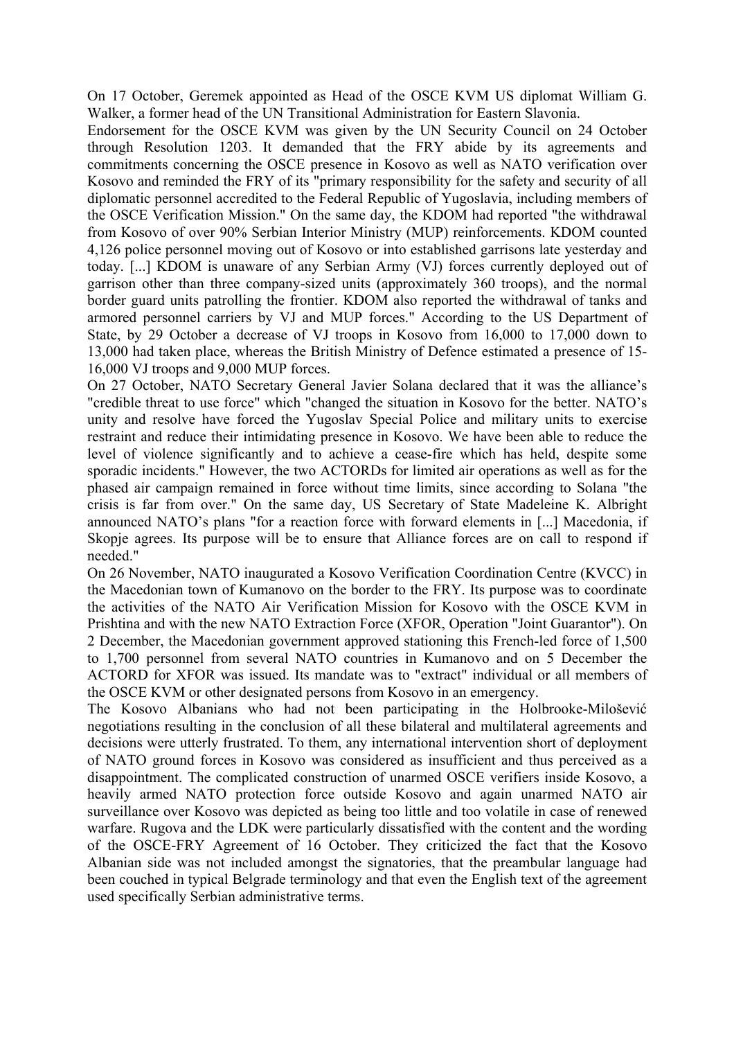On 17 October, Geremek appointed as Head of the OSCE KVM US diplomat William G. Walker, a former head of the UN Transitional Administration for Eastern Slavonia.

Endorsement for the OSCE KVM was given by the UN Security Council on 24 October through Resolution 1203. It demanded that the FRY abide by its agreements and commitments concerning the OSCE presence in Kosovo as well as NATO verification over Kosovo and reminded the FRY of its "primary responsibility for the safety and security of all diplomatic personnel accredited to the Federal Republic of Yugoslavia, including members of the OSCE Verification Mission." On the same day, the KDOM had reported "the withdrawal from Kosovo of over 90% Serbian Interior Ministry (MUP) reinforcements. KDOM counted 4,126 police personnel moving out of Kosovo or into established garrisons late yesterday and today. [...] KDOM is unaware of any Serbian Army (VJ) forces currently deployed out of garrison other than three company-sized units (approximately 360 troops), and the normal border guard units patrolling the frontier. KDOM also reported the withdrawal of tanks and armored personnel carriers by VJ and MUP forces." According to the US Department of State, by 29 October a decrease of VJ troops in Kosovo from 16,000 to 17,000 down to 13,000 had taken place, whereas the British Ministry of Defence estimated a presence of 15-16,000 VJ troops and 9,000 MUP forces.

On 27 October, NATO Secretary General Javier Solana declared that it was the alliance's "credible threat to use force" which "changed the situation in Kosovo for the better. NATO's unity and resolve have forced the Yugoslav Special Police and military units to exercise restraint and reduce their intimidating presence in Kosovo. We have been able to reduce the level of violence significantly and to achieve a cease-fire which has held, despite some sporadic incidents." However, the two ACTORDs for limited air operations as well as for the phased air campaign remained in force without time limits, since according to Solana "the crisis is far from over." On the same day, US Secretary of State Madeleine K. Albright announced NATO's plans "for a reaction force with forward elements in [...] Macedonia, if Skopje agrees. Its purpose will be to ensure that Alliance forces are on call to respond if needed."

On 26 November, NATO inaugurated a Kosovo Verification Coordination Centre (KVCC) in the Macedonian town of Kumanovo on the border to the FRY. Its purpose was to coordinate the activities of the NATO Air Verification Mission for Kosovo with the OSCE KVM in Prishtina and with the new NATO Extraction Force (XFOR, Operation "Joint Guarantor"). On 2 December, the Macedonian government approved stationing this French-led force of 1,500 to 1,700 personnel from several NATO countries in Kumanovo and on 5 December the ACTORD for XFOR was issued. Its mandate was to "extract" individual or all members of the OSCE KVM or other designated persons from Kosovo in an emergency.

The Kosovo Albanians who had not been participating in the Holbrooke-Milošević negotiations resulting in the conclusion of all these bilateral and multilateral agreements and decisions were utterly frustrated. To them, any international intervention short of deployment of NATO ground forces in Kosovo was considered as insufficient and thus perceived as a disappointment. The complicated construction of unarmed OSCE verifiers inside Kosovo, a heavily armed NATO protection force outside Kosovo and again unarmed NATO air surveillance over Kosovo was depicted as being too little and too volatile in case of renewed warfare. Rugova and the LDK were particularly dissatisfied with the content and the wording of the OSCE-FRY Agreement of 16 October. They criticized the fact that the Kosovo Albanian side was not included amongst the signatories, that the preambular language had been couched in typical Belgrade terminology and that even the English text of the agreement used specifically Serbian administrative terms.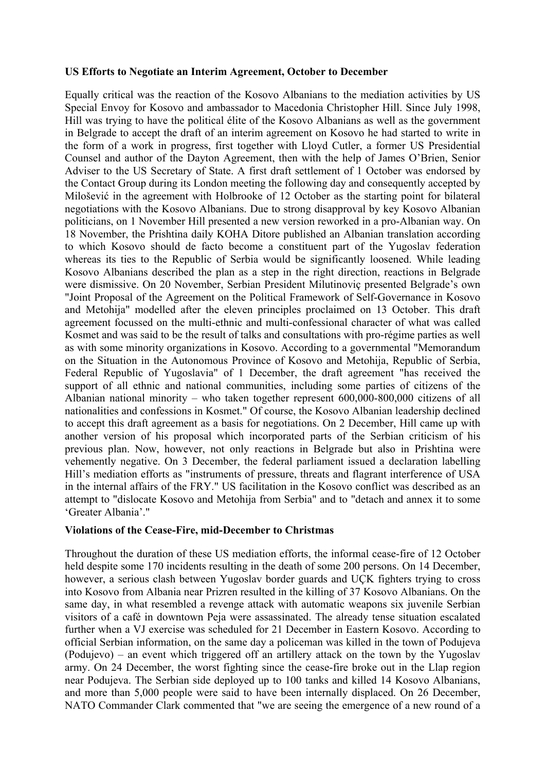**US Efforts to Negotiate an Interim Agreement, October to December**

Equally critical was the reaction of the Kosovo Albanians to the mediation activities by US Special Envoy for Kosovo and ambassador to Macedonia Christopher Hill. Since July 1998, Hill was trying to have the political élite of the Kosovo Albanians as well as the government in Belgrade to accept the draft of an interim agreement on Kosovo he had started to write in the form of a work in progress, first together with Lloyd Cutler, a former US Presidential Counsel and author of the Dayton Agreement, then with the help of James O'Brien, Senior Adviser to the US Secretary of State. A first draft settlement of 1 October was endorsed by the Contact Group during its London meeting the following day and consequently accepted by Milošević in the agreement with Holbrooke of 12 October as the starting point for bilateral negotiations with the Kosovo Albanians. Due to strong disapproval by key Kosovo Albanian politicians, on 1 November Hill presented a new version reworked in a pro-Albanian way. On 18 November, the Prishtina daily KOHA Ditore published an Albanian translation according to which Kosovo should de facto become a constituent part of the Yugoslav federation whereas its ties to the Republic of Serbia would be significantly loosened. While leading Kosovo Albanians described the plan as a step in the right direction, reactions in Belgrade were dismissive. On 20 November, Serbian President Milutinoviç presented Belgrade's own "Joint Proposal of the Agreement on the Political Framework of Self-Governance in Kosovo and Metohija" modelled after the eleven principles proclaimed on 13 October. This draft agreement focussed on the multi-ethnic and multi-confessional character of what was called Kosmet and was said to be the result of talks and consultations with pro-régime parties as well as with some minority organizations in Kosovo. According to a governmental "Memorandum on the Situation in the Autonomous Province of Kosovo and Metohija, Republic of Serbia, Federal Republic of Yugoslavia" of 1 December, the draft agreement "has received the support of all ethnic and national communities, including some parties of citizens of the Albanian national minority – who taken together represent 600,000-800,000 citizens of all nationalities and confessions in Kosmet." Of course, the Kosovo Albanian leadership declined to accept this draft agreement as a basis for negotiations. On 2 December, Hill came up with another version of his proposal which incorporated parts of the Serbian criticism of his previous plan. Now, however, not only reactions in Belgrade but also in Prishtina were vehemently negative. On 3 December, the federal parliament issued a declaration labelling Hill's mediation efforts as "instruments of pressure, threats and flagrant interference of USA in the internal affairs of the FRY." US facilitation in the Kosovo conflict was described as an attempt to "dislocate Kosovo and Metohija from Serbia" and to "detach and annex it to some 'Greater Albania'."

**Violations of the Cease-Fire, mid-December to Christmas**

Throughout the duration of these US mediation efforts, the informal cease-fire of 12 October held despite some 170 incidents resulting in the death of some 200 persons. On 14 December, however, a serious clash between Yugoslav border guards and UÇK fighters trying to cross into Kosovo from Albania near Prizren resulted in the killing of 37 Kosovo Albanians. On the same day, in what resembled a revenge attack with automatic weapons six juvenile Serbian visitors of a café in downtown Peja were assassinated. The already tense situation escalated further when a VJ exercise was scheduled for 21 December in Eastern Kosovo. According to official Serbian information, on the same day a policeman was killed in the town of Podujeva (Podujevo) – an event which triggered off an artillery attack on the town by the Yugoslav army. On 24 December, the worst fighting since the cease-fire broke out in the Llap region near Podujeva. The Serbian side deployed up to 100 tanks and killed 14 Kosovo Albanians, and more than 5,000 people were said to have been internally displaced. On 26 December, NATO Commander Clark commented that "we are seeing the emergence of a new round of a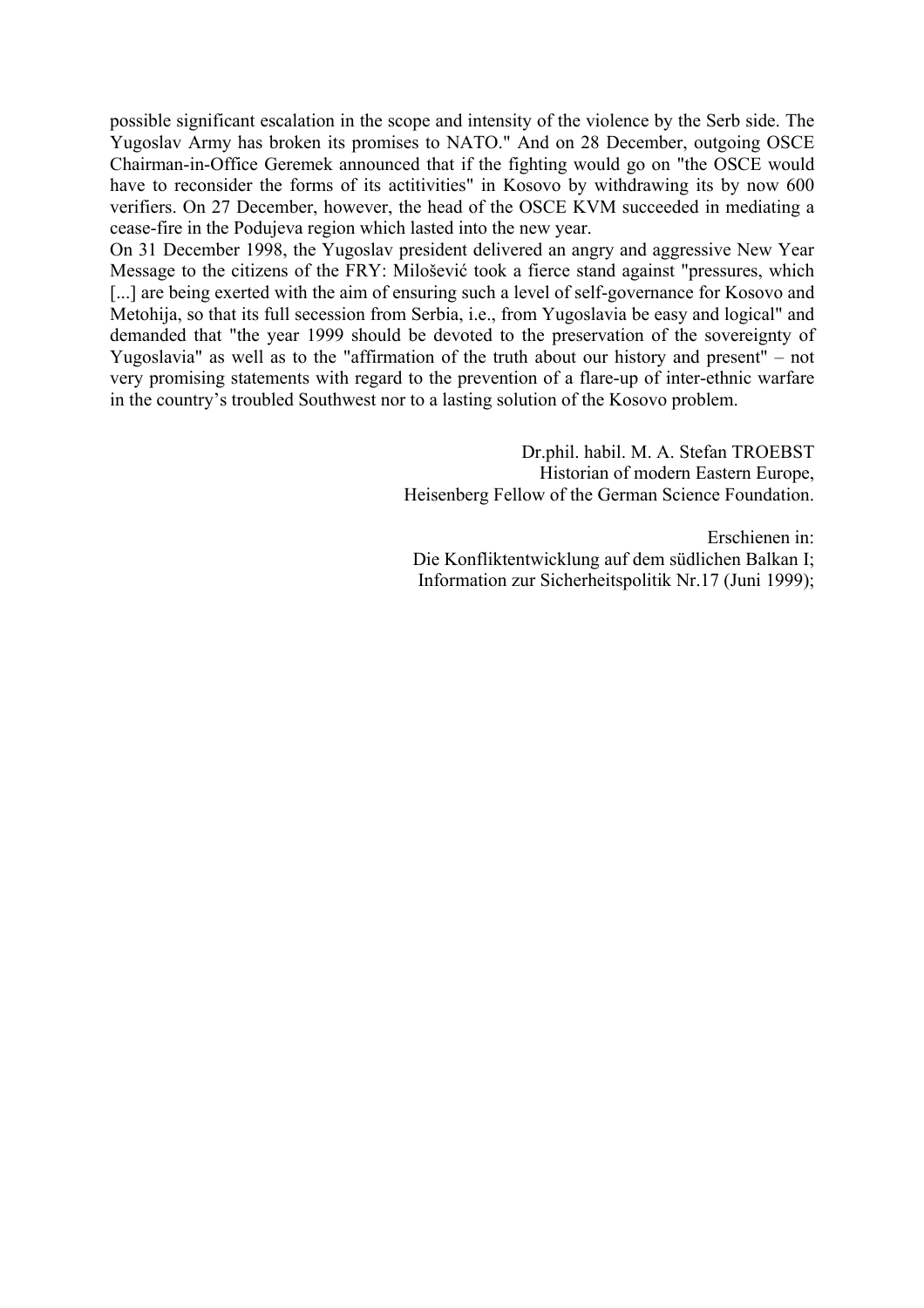possible significant escalation in the scope and intensity of the violence by the Serb side. The Yugoslav Army has broken its promises to NATO." And on 28 December, outgoing OSCE Chairman-in-Office Geremek announced that if the fighting would go on "the OSCE would have to reconsider the forms of its actitivities" in Kosovo by withdrawing its by now 600 verifiers. On 27 December, however, the head of the OSCE KVM succeeded in mediating a cease-fire in the Podujeva region which lasted into the new year.

On 31 December 1998, the Yugoslav president delivered an angry and aggressive New Year Message to the citizens of the FRY: Milošević took a fierce stand against "pressures, which [...] are being exerted with the aim of ensuring such a level of self-governance for Kosovo and Metohija, so that its full secession from Serbia, i.e., from Yugoslavia be easy and logical" and demanded that "the year 1999 should be devoted to the preservation of the sovereignty of Yugoslavia" as well as to the "affirmation of the truth about our history and present" – not very promising statements with regard to the prevention of a flare-up of inter-ethnic warfare in the country's troubled Southwest nor to a lasting solution of the Kosovo problem.

Dr.phil. habil. M. A. Stefan TROEBST
Historian of modern Eastern Europe,
Heisenberg Fellow of the German Science Foundation.

Erschienen in:
Die Konfliktentwicklung auf dem südlichen Balkan I;
Information zur Sicherheitspolitik Nr.17 (Juni 1999);